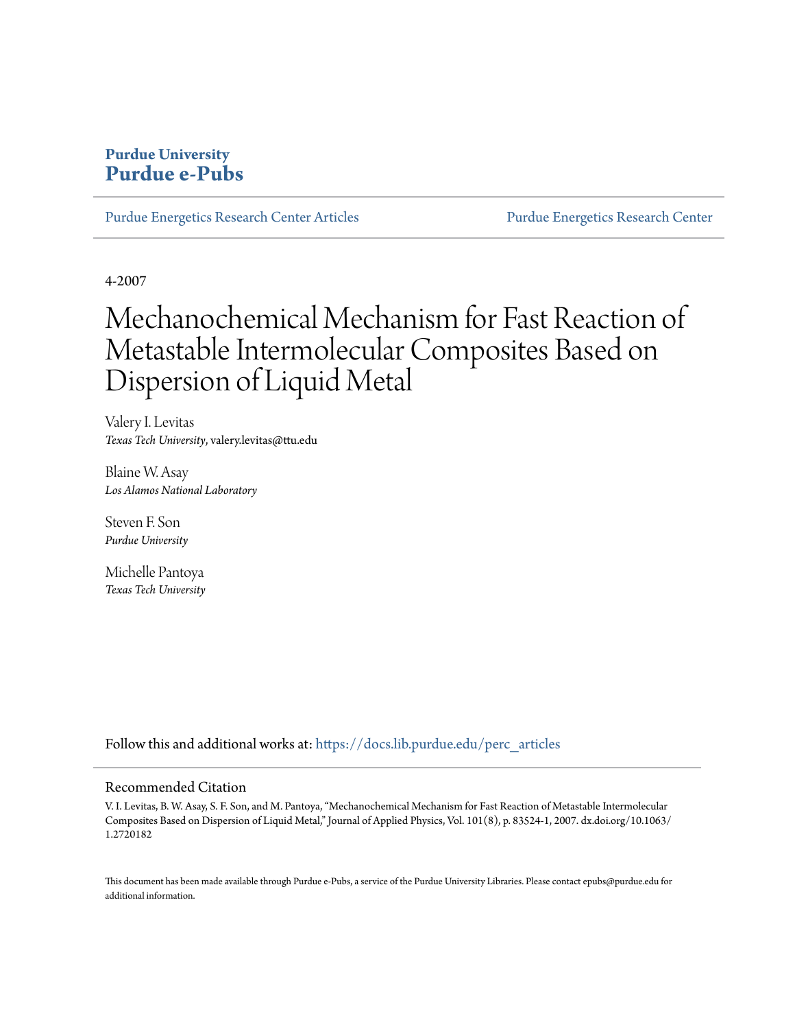**Purdue University**
**Purdue e-Pubs**

Purdue Energetics Research Center Articles | Purdue Energetics Research Center

4-2007

# Mechanochemical Mechanism for Fast Reaction of Metastable Intermolecular Composites Based on Dispersion of Liquid Metal

Valery I. Levitas
*Texas Tech University*, valery.levitas@ttu.edu

Blaine W. Asay
*Los Alamos National Laboratory*

Steven F. Son
*Purdue University*

Michelle Pantoya
*Texas Tech University*

Follow this and additional works at: https://docs.lib.purdue.edu/perc_articles

## Recommended Citation

V. I. Levitas, B. W. Asay, S. F. Son, and M. Pantoya, "Mechanochemical Mechanism for Fast Reaction of Metastable Intermolecular Composites Based on Dispersion of Liquid Metal," Journal of Applied Physics, Vol. 101(8), p. 83524-1, 2007. dx.doi.org/10.1063/1.2720182

This document has been made available through Purdue e-Pubs, a service of the Purdue University Libraries. Please contact epubs@purdue.edu for additional information.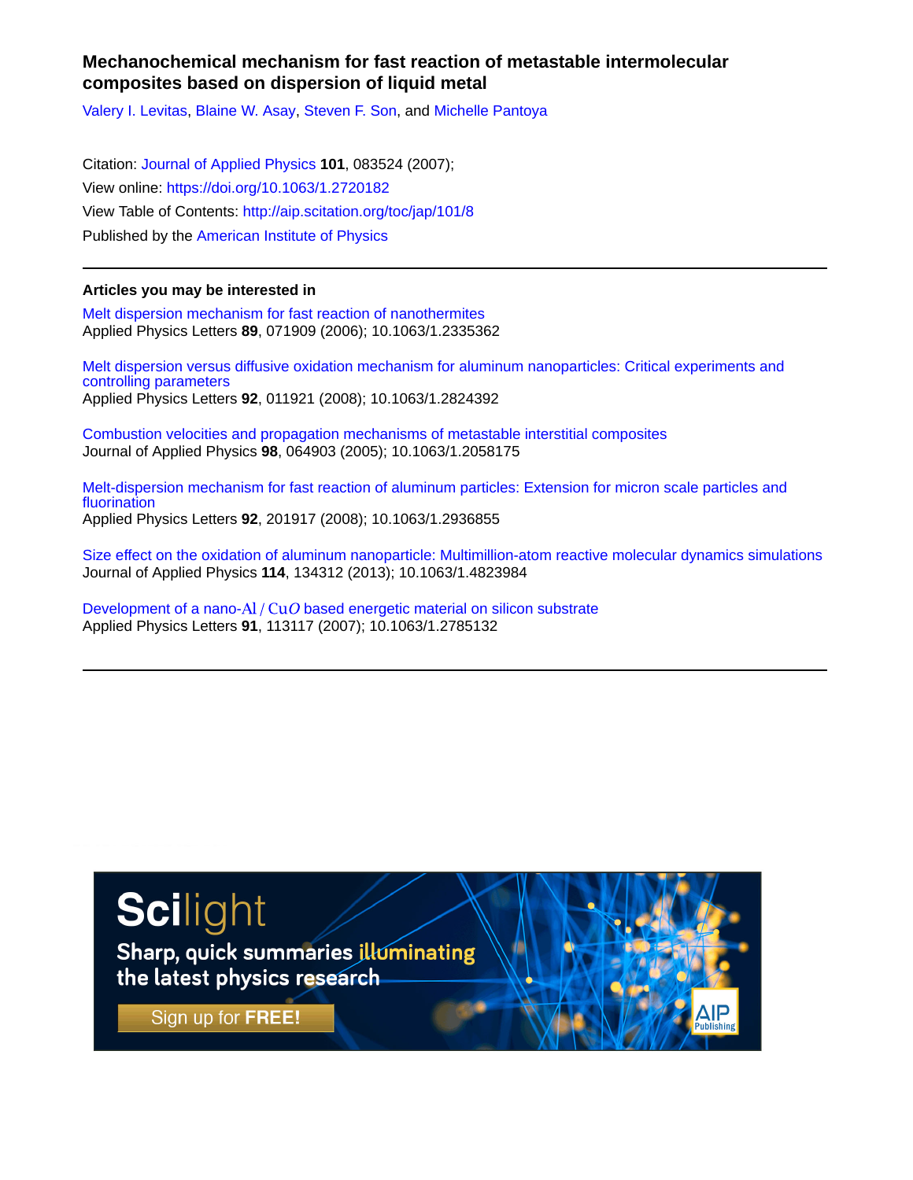# Mechanochemical mechanism for fast reaction of metastable intermolecular composites based on dispersion of liquid metal

Valery I. Levitas, Blaine W. Asay, Steven F. Son, and Michelle Pantoya

Citation: Journal of Applied Physics **101**, 083524 (2007);
View online: https://doi.org/10.1063/1.2720182
View Table of Contents: http://aip.scitation.org/toc/jap/101/8
Published by the American Institute of Physics

---

### Articles you may be interested in

Melt dispersion mechanism for fast reaction of nanothermites
Applied Physics Letters **89**, 071909 (2006); 10.1063/1.2335362

Melt dispersion versus diffusive oxidation mechanism for aluminum nanoparticles: Critical experiments and controlling parameters
Applied Physics Letters **92**, 011921 (2008); 10.1063/1.2824392

Combustion velocities and propagation mechanisms of metastable interstitial composites
Journal of Applied Physics **98**, 064903 (2005); 10.1063/1.2058175

Melt-dispersion mechanism for fast reaction of aluminum particles: Extension for micron scale particles and fluorination
Applied Physics Letters **92**, 201917 (2008); 10.1063/1.2936855

Size effect on the oxidation of aluminum nanoparticle: Multimillion-atom reactive molecular dynamics simulations
Journal of Applied Physics **114**, 134312 (2013); 10.1063/1.4823984

Development of a nano-Al / CuO based energetic material on silicon substrate
Applied Physics Letters **91**, 113117 (2007); 10.1063/1.2785132

---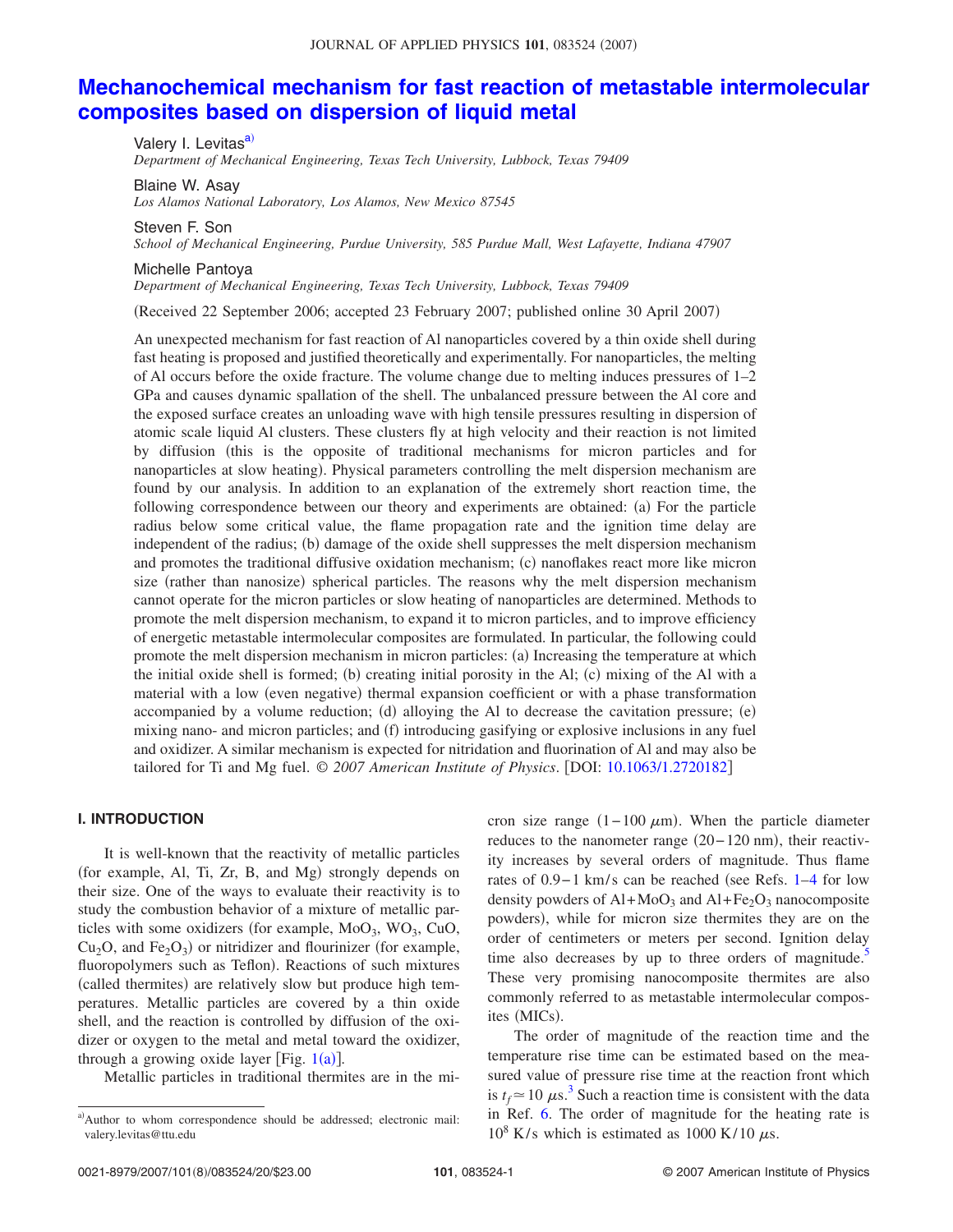# Mechanochemical mechanism for fast reaction of metastable intermolecular composites based on dispersion of liquid metal

Valery I. Levitas[a)]
*Department of Mechanical Engineering, Texas Tech University, Lubbock, Texas 79409*

Blaine W. Asay
*Los Alamos National Laboratory, Los Alamos, New Mexico 87545*

Steven F. Son
*School of Mechanical Engineering, Purdue University, 585 Purdue Mall, West Lafayette, Indiana 47907*

Michelle Pantoya
*Department of Mechanical Engineering, Texas Tech University, Lubbock, Texas 79409*

(Received 22 September 2006; accepted 23 February 2007; published online 30 April 2007)

An unexpected mechanism for fast reaction of Al nanoparticles covered by a thin oxide shell during fast heating is proposed and justified theoretically and experimentally. For nanoparticles, the melting of Al occurs before the oxide fracture. The volume change due to melting induces pressures of 1–2 GPa and causes dynamic spallation of the shell. The unbalanced pressure between the Al core and the exposed surface creates an unloading wave with high tensile pressures resulting in dispersion of atomic scale liquid Al clusters. These clusters fly at high velocity and their reaction is not limited by diffusion (this is the opposite of traditional mechanisms for micron particles and for nanoparticles at slow heating). Physical parameters controlling the melt dispersion mechanism are found by our analysis. In addition to an explanation of the extremely short reaction time, the following correspondence between our theory and experiments are obtained: (a) For the particle radius below some critical value, the flame propagation rate and the ignition time delay are independent of the radius; (b) damage of the oxide shell suppresses the melt dispersion mechanism and promotes the traditional diffusive oxidation mechanism; (c) nanoflakes react more like micron size (rather than nanosize) spherical particles. The reasons why the melt dispersion mechanism cannot operate for the micron particles or slow heating of nanoparticles are determined. Methods to promote the melt dispersion mechanism, to expand it to micron particles, and to improve efficiency of energetic metastable intermolecular composites are formulated. In particular, the following could promote the melt dispersion mechanism in micron particles: (a) Increasing the temperature at which the initial oxide shell is formed; (b) creating initial porosity in the Al; (c) mixing of the Al with a material with a low (even negative) thermal expansion coefficient or with a phase transformation accompanied by a volume reduction; (d) alloying the Al to decrease the cavitation pressure; (e) mixing nano- and micron particles; and (f) introducing gasifying or explosive inclusions in any fuel and oxidizer. A similar mechanism is expected for nitridation and fluorination of Al and may also be tailored for Ti and Mg fuel. © *2007 American Institute of Physics*. [DOI: 10.1063/1.2720182]

## I. INTRODUCTION

It is well-known that the reactivity of metallic particles (for example, Al, Ti, Zr, B, and Mg) strongly depends on their size. One of the ways to evaluate their reactivity is to study the combustion behavior of a mixture of metallic particles with some oxidizers (for example, $MoO_3$, $WO_3$, CuO, $Cu_2O$, and $Fe_2O_3$) or nitridizer and flourinizer (for example, fluoropolymers such as Teflon). Reactions of such mixtures (called thermites) are relatively slow but produce high temperatures. Metallic particles are covered by a thin oxide shell, and the reaction is controlled by diffusion of the oxidizer or oxygen to the metal and metal toward the oxidizer, through a growing oxide layer [Fig. 1(a)].

Metallic particles in traditional thermites are in the micron size range (1–100 $\mu$m). When the particle diameter reduces to the nanometer range (20–120 nm), their reactivity increases by several orders of magnitude. Thus flame rates of 0.9–1 km/s can be reached (see Refs. 1–4 for low density powders of Al+$MoO_3$ and Al+$Fe_2O_3$ nanocomposite powders), while for micron size thermites they are on the order of centimeters or meters per second. Ignition delay time also decreases by up to three orders of magnitude.[5] These very promising nanocomposite thermites are also commonly referred to as metastable intermolecular composites (MICs).

The order of magnitude of the reaction time and the temperature rise time can be estimated based on the measured value of pressure rise time at the reaction front which is $t_f \simeq 10$ $\mu$s.[3] Such a reaction time is consistent with the data in Ref. 6. The order of magnitude for the heating rate is $10^8$ K/s which is estimated as 1000 K/10 $\mu$s.

[a)]Author to whom correspondence should be addressed; electronic mail: valery.levitas@ttu.edu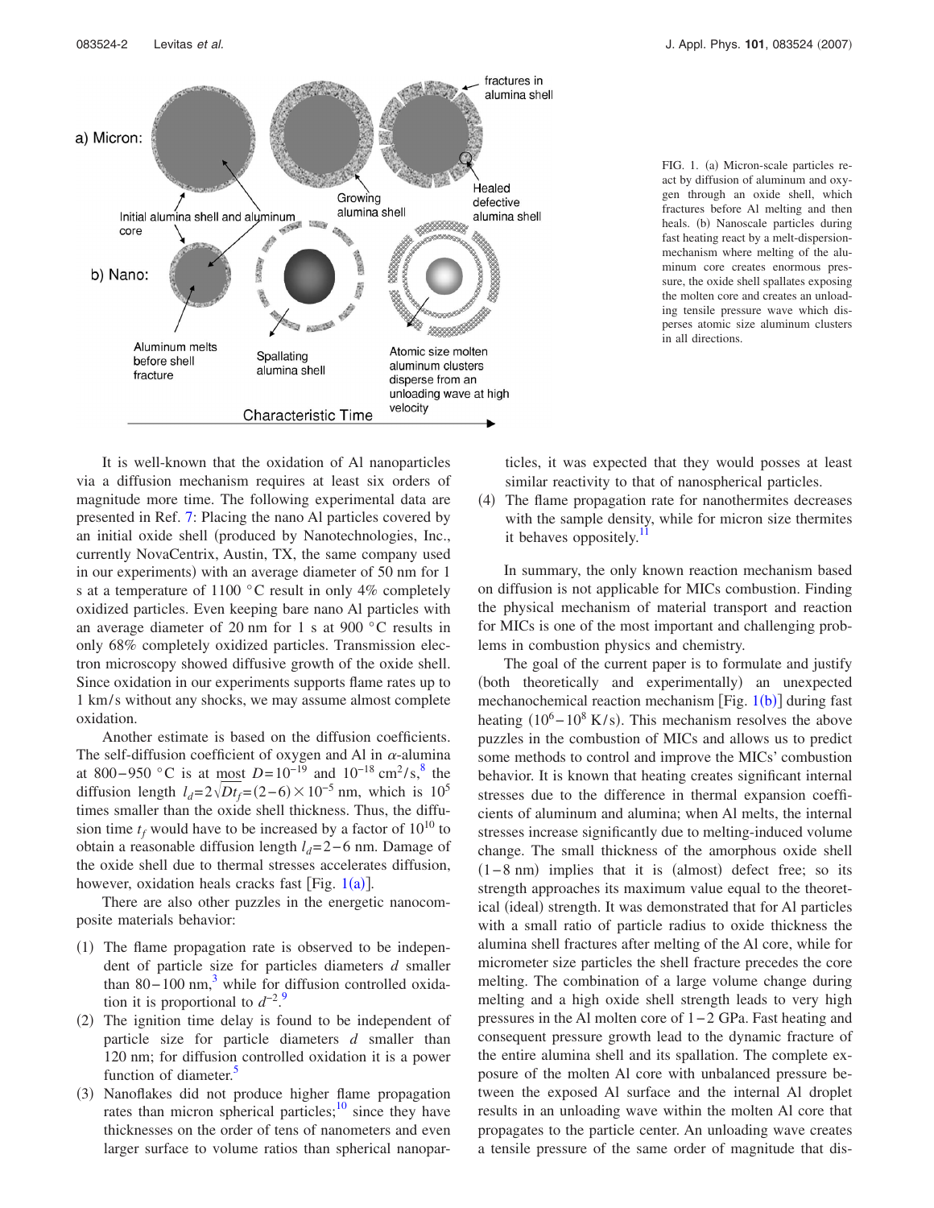FIG. 1. (a) Micron-scale particles react by diffusion of aluminum and oxygen through an oxide shell, which fractures before Al melting and then heals. (b) Nanoscale particles during fast heating react by a melt-dispersion-mechanism where melting of the aluminum core creates enormous pressure, the oxide shell spallates exposing the molten core and creates an unloading tensile pressure wave which disperses atomic size aluminum clusters in all directions.

It is well-known that the oxidation of Al nanoparticles via a diffusion mechanism requires at least six orders of magnitude more time. The following experimental data are presented in Ref. [7]: Placing the nano Al particles covered by an initial oxide shell (produced by Nanotechnologies, Inc., currently NovaCentrix, Austin, TX, the same company used in our experiments) with an average diameter of 50 nm for 1 s at a temperature of 1100 °C result in only 4% completely oxidized particles. Even keeping bare nano Al particles with an average diameter of 20 nm for 1 s at 900 °C results in only 68% completely oxidized particles. Transmission electron microscopy showed diffusive growth of the oxide shell. Since oxidation in our experiments supports flame rates up to 1 km/s without any shocks, we may assume almost complete oxidation.

Another estimate is based on the diffusion coefficients. The self-diffusion coefficient of oxygen and Al in $\alpha$-alumina at 800–950 °C is at most $D=10^{-19}$ and $10^{-18}$ $cm^2/s$,[8] the diffusion length $l_d=2\sqrt{Dt_f}=(2-6)\times10^{-5}$ nm, which is $10^5$ times smaller than the oxide shell thickness. Thus, the diffusion time $t_f$ would have to be increased by a factor of $10^{10}$ to obtain a reasonable diffusion length $l_d=2-6$ nm. Damage of the oxide shell due to thermal stresses accelerates diffusion, however, oxidation heals cracks fast [Fig. 1(a)].

There are also other puzzles in the energetic nanocomposite materials behavior:

(1) The flame propagation rate is observed to be independent of particle size for particles diameters $d$ smaller than 80–100 nm,[3] while for diffusion controlled oxidation it is proportional to $d^{-2}$.[9]
(2) The ignition time delay is found to be independent of particle size for particle diameters $d$ smaller than 120 nm; for diffusion controlled oxidation it is a power function of diameter.[5]
(3) Nanoflakes did not produce higher flame propagation rates than micron spherical particles;[10] since they have thicknesses on the order of tens of nanometers and even larger surface to volume ratios than spherical nanoparticles, it was expected that they would posses at least similar reactivity to that of nanospherical particles.
(4) The flame propagation rate for nanothermites decreases with the sample density, while for micron size thermites it behaves oppositely.[11]

In summary, the only known reaction mechanism based on diffusion is not applicable for MICs combustion. Finding the physical mechanism of material transport and reaction for MICs is one of the most important and challenging problems in combustion physics and chemistry.

The goal of the current paper is to formulate and justify (both theoretically and experimentally) an unexpected mechanochemical reaction mechanism [Fig. 1(b)] during fast heating ($10^6-10^8$ K/s). This mechanism resolves the above puzzles in the combustion of MICs and allows us to predict some methods to control and improve the MICs' combustion behavior. It is known that heating creates significant internal stresses due to the difference in thermal expansion coefficients of aluminum and alumina; when Al melts, the internal stresses increase significantly due to melting-induced volume change. The small thickness of the amorphous oxide shell (1–8 nm) implies that it is (almost) defect free; so its strength approaches its maximum value equal to the theoretical (ideal) strength. It was demonstrated that for Al particles with a small ratio of particle radius to oxide thickness the alumina shell fractures after melting of the Al core, while for micrometer size particles the shell fracture precedes the core melting. The combination of a large volume change during melting and a high oxide shell strength leads to very high pressures in the Al molten core of 1–2 GPa. Fast heating and consequent pressure growth lead to the dynamic fracture of the entire alumina shell and its spallation. The complete exposure of the molten Al core with unbalanced pressure between the exposed Al surface and the internal Al droplet results in an unloading wave within the molten Al core that propagates to the particle center. An unloading wave creates a tensile pressure of the same order of magnitude that dis-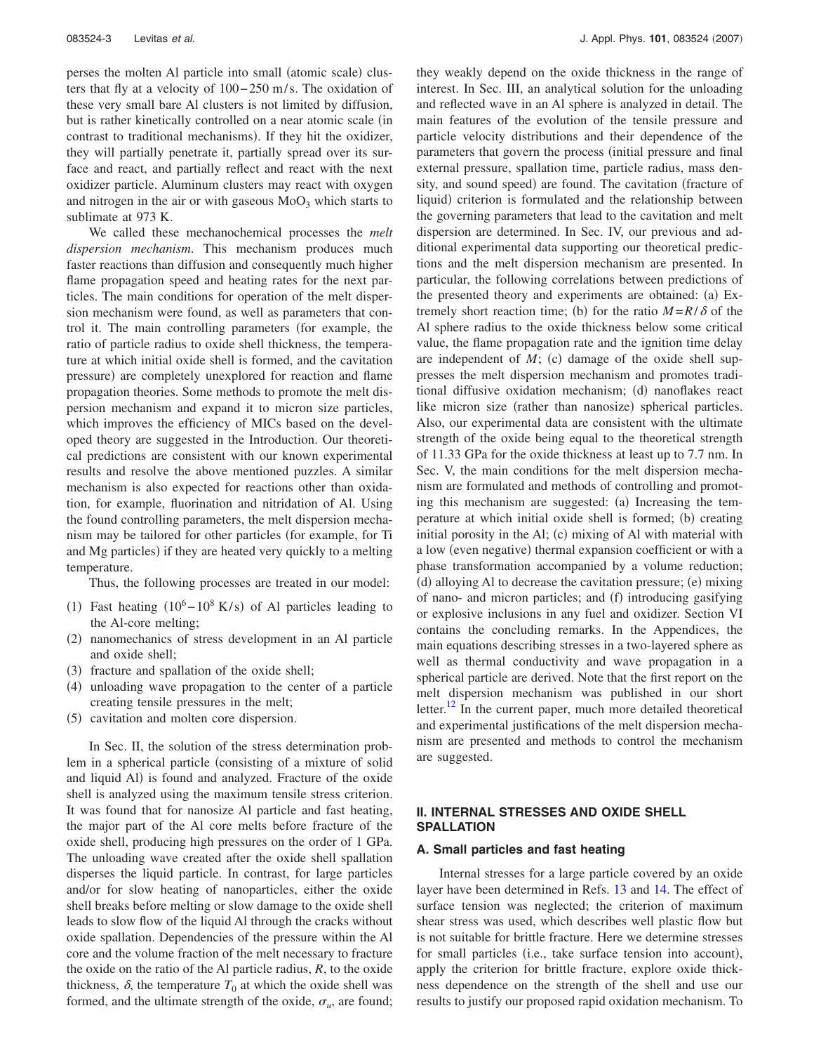perses the molten Al particle into small (atomic scale) clusters that fly at a velocity of 100–250 m/s. The oxidation of these very small bare Al clusters is not limited by diffusion, but is rather kinetically controlled on a near atomic scale (in contrast to traditional mechanisms). If they hit the oxidizer, they will partially penetrate it, partially spread over its surface and react, and partially reflect and react with the next oxidizer particle. Aluminum clusters may react with oxygen and nitrogen in the air or with gaseous $MoO_3$ which starts to sublimate at 973 K.

We called these mechanochemical processes the *melt dispersion mechanism*. This mechanism produces much faster reactions than diffusion and consequently much higher flame propagation speed and heating rates for the next particles. The main conditions for operation of the melt dispersion mechanism were found, as well as parameters that control it. The main controlling parameters (for example, the ratio of particle radius to oxide shell thickness, the temperature at which initial oxide shell is formed, and the cavitation pressure) are completely unexplored for reaction and flame propagation theories. Some methods to promote the melt dispersion mechanism and expand it to micron size particles, which improves the efficiency of MICs based on the developed theory are suggested in the Introduction. Our theoretical predictions are consistent with our known experimental results and resolve the above mentioned puzzles. A similar mechanism is also expected for reactions other than oxidation, for example, fluorination and nitridation of Al. Using the found controlling parameters, the melt dispersion mechanism may be tailored for other particles (for example, for Ti and Mg particles) if they are heated very quickly to a melting temperature.

Thus, the following processes are treated in our model:

(1) Fast heating ($10^6$–$10^8$ K/s) of Al particles leading to the Al-core melting;
(2) nanomechanics of stress development in an Al particle and oxide shell;
(3) fracture and spallation of the oxide shell;
(4) unloading wave propagation to the center of a particle creating tensile pressures in the melt;
(5) cavitation and molten core dispersion.

In Sec. II, the solution of the stress determination problem in a spherical particle (consisting of a mixture of solid and liquid Al) is found and analyzed. Fracture of the oxide shell is analyzed using the maximum tensile stress criterion. It was found that for nanosize Al particle and fast heating, the major part of the Al core melts before fracture of the oxide shell, producing high pressures on the order of 1 GPa. The unloading wave created after the oxide shell spallation disperses the liquid particle. In contrast, for large particles and/or for slow heating of nanoparticles, either the oxide shell breaks before melting or slow damage to the oxide shell leads to slow flow of the liquid Al through the cracks without oxide spallation. Dependencies of the pressure within the Al core and the volume fraction of the melt necessary to fracture the oxide on the ratio of the Al particle radius, $R$, to the oxide thickness, $\delta$, the temperature $T_0$ at which the oxide shell was formed, and the ultimate strength of the oxide, $\sigma_u$, are found; they weakly depend on the oxide thickness in the range of interest. In Sec. III, an analytical solution for the unloading and reflected wave in an Al sphere is analyzed in detail. The main features of the evolution of the tensile pressure and particle velocity distributions and their dependence of the parameters that govern the process (initial pressure and final external pressure, spallation time, particle radius, mass density, and sound speed) are found. The cavitation (fracture of liquid) criterion is formulated and the relationship between the governing parameters that lead to the cavitation and melt dispersion are determined. In Sec. IV, our previous and additional experimental data supporting our theoretical predictions and the melt dispersion mechanism are presented. In particular, the following correlations between predictions of the presented theory and experiments are obtained: (a) Extremely short reaction time; (b) for the ratio $M=R/\delta$ of the Al sphere radius to the oxide thickness below some critical value, the flame propagation rate and the ignition time delay are independent of $M$; (c) damage of the oxide shell suppresses the melt dispersion mechanism and promotes traditional diffusive oxidation mechanism; (d) nanoflakes react like micron size (rather than nanosize) spherical particles. Also, our experimental data are consistent with the ultimate strength of the oxide being equal to the theoretical strength of 11.33 GPa for the oxide thickness at least up to 7.7 nm. In Sec. V, the main conditions for the melt dispersion mechanism are formulated and methods of controlling and promoting this mechanism are suggested: (a) Increasing the temperature at which initial oxide shell is formed; (b) creating initial porosity in the Al; (c) mixing of Al with material with a low (even negative) thermal expansion coefficient or with a phase transformation accompanied by a volume reduction; (d) alloying Al to decrease the cavitation pressure; (e) mixing of nano- and micron particles; and (f) introducing gasifying or explosive inclusions in any fuel and oxidizer. Section VI contains the concluding remarks. In the Appendices, the main equations describing stresses in a two-layered sphere as well as thermal conductivity and wave propagation in a spherical particle are derived. Note that the first report on the melt dispersion mechanism was published in our short letter.[12] In the current paper, much more detailed theoretical and experimental justifications of the melt dispersion mechanism are presented and methods to control the mechanism are suggested.

## II. INTERNAL STRESSES AND OXIDE SHELL SPALLATION

### A. Small particles and fast heating

Internal stresses for a large particle covered by an oxide layer have been determined in Refs. 13 and 14. The effect of surface tension was neglected; the criterion of maximum shear stress was used, which describes well plastic flow but is not suitable for brittle fracture. Here we determine stresses for small particles (i.e., take surface tension into account), apply the criterion for brittle fracture, explore oxide thickness dependence on the strength of the shell and use our results to justify our proposed rapid oxidation mechanism. To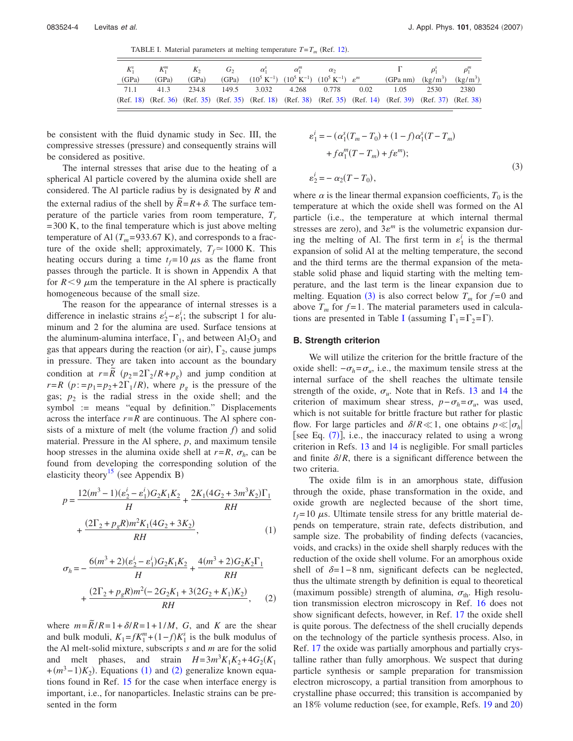TABLE I. Material parameters at melting temperature $T=T_m$ (Ref. 12).

| $K_1^s$ (GPa) | $K_1^m$ (GPa) | $K_2$ (GPa) | $G_2$ (GPa) | $\alpha_1^s$ ($10^5$ K$^{-1}$) | $\alpha_1^m$ ($10^5$ K$^{-1}$) | $\alpha_2$ ($10^5$ K$^{-1}$) | $\varepsilon^m$ | $\Gamma$ (GPa nm) | $\rho_1^s$ (kg/m$^3$) | $\rho_1^m$ (kg/m$^3$) |
|---|---|---|---|---|---|---|---|---|---|---|
| 71.1 | 41.3 | 234.8 | 149.5 | 3.032 | 4.268 | 0.778 | 0.02 | 1.05 | 2530 | 2380 |
| (Ref. 18) | (Ref. 36) | (Ref. 35) | (Ref. 35) | (Ref. 18) | (Ref. 38) | (Ref. 35) | (Ref. 14) | (Ref. 39) | (Ref. 37) | (Ref. 38) |

be consistent with the fluid dynamic study in Sec. III, the compressive stresses (pressure) and consequently strains will be considered as positive.

The internal stresses that arise due to the heating of a spherical Al particle covered by the alumina oxide shell are considered. The Al particle radius by is designated by $R$ and the external radius of the shell by $\tilde{R}=R+\delta$. The surface temperature of the particle varies from room temperature, $T_r = 300$ K, to the final temperature which is just above melting temperature of Al ($T_m=933.67$ K), and corresponds to a fracture of the oxide shell; approximately, $T_f \simeq 1000$ K. This heating occurs during a time $t_f=10$ $\mu$s as the flame front passes through the particle. It is shown in Appendix A that for $R<9$ $\mu$m the temperature in the Al sphere is practically homogeneous because of the small size.

The reason for the appearance of internal stresses is a difference in inelastic strains $\varepsilon_2^i-\varepsilon_1^i$; the subscript 1 for aluminum and 2 for the alumina are used. Surface tensions at the aluminum-alumina interface, $\Gamma_1$, and between $Al_2O_3$ and gas that appears during the reaction (or air), $\Gamma_2$, cause jumps in pressure. They are taken into account as the boundary condition at $r=\tilde{R}$ ($p_2=2\Gamma_2/R+p_g$) and jump condition at $r=R$ ($p := p_1=p_2+2\Gamma_1/R$), where $p_g$ is the pressure of the gas; $p_2$ is the radial stress in the oxide shell; and the symbol := means "equal by definition." Displacements across the interface $r=R$ are continuous. The Al sphere consists of a mixture of melt (the volume fraction $f$) and solid material. Pressure in the Al sphere, $p$, and maximum tensile hoop stresses in the alumina oxide shell at $r=R$, $\sigma_h$, can be found from developing the corresponding solution of the elasticity theory[15] (see Appendix B)

$$p=\frac{12(m^3-1)(\varepsilon_2^i-\varepsilon_1^i)G_2K_1K_2}{H}+\frac{2K_1(4G_2+3m^3K_2)\Gamma_1}{RH}+\frac{(2\Gamma_2+p_gR)m^2K_1(4G_2+3K_2)}{RH}, \tag{1}$$

$$\sigma_h=-\frac{6(m^3+2)(\varepsilon_2^i-\varepsilon_1^i)G_2K_1K_2}{H}+\frac{4(m^3+2)G_2K_2\Gamma_1}{RH}+\frac{(2\Gamma_2+p_gR)m^2(-2G_2K_1+3(2G_2+K_1)K_2)}{RH}, \tag{2}$$

where $m=\tilde{R}/R=1+\delta/R=1+1/M$, $G$, and $K$ are the shear and bulk moduli, $K_1=fK_1^m+(1-f)K_1^s$ is the bulk modulus of the Al melt-solid mixture, subscripts $s$ and $m$ are for the solid and melt phases, and strain $H=3m^3K_1K_2+4G_2(K_1+(m^3-1)K_2)$. Equations (1) and (2) generalize known equations found in Ref. 15 for the case when interface energy is important, i.e., for nanoparticles. Inelastic strains can be presented in the form

$$\varepsilon_1^i=-(\alpha_1^s(T_m-T_0)+(1-f)\alpha_1^s(T-T_m)+f\alpha_1^m(T-T_m)+f\varepsilon^m);$$
$$\varepsilon_2^i=-\alpha_2(T-T_0), \tag{3}$$

where $\alpha$ is the linear thermal expansion coefficients, $T_0$ is the temperature at which the oxide shell was formed on the Al particle (i.e., the temperature at which internal thermal stresses are zero), and $3\varepsilon^m$ is the volumetric expansion during the melting of Al. The first term in $\varepsilon_1^i$ is the thermal expansion of solid Al at the melting temperature, the second and the third terms are the thermal expansion of the metastable solid phase and liquid starting with the melting temperature, and the last term is the linear expansion due to melting. Equation (3) is also correct below $T_m$ for $f=0$ and above $T_m$ for $f=1$. The material parameters used in calculations are presented in Table I (assuming $\Gamma_1=\Gamma_2=\Gamma$).

### B. Strength criterion

We will utilize the criterion for the brittle fracture of the oxide shell: $-\sigma_h=\sigma_u$, i.e., the maximum tensile stress at the internal surface of the shell reaches the ultimate tensile strength of the oxide, $\sigma_u$. Note that in Refs. 13 and 14 the criterion of maximum shear stress, $p-\sigma_h=\sigma_u$, was used, which is not suitable for brittle fracture but rather for plastic flow. For large particles and $\delta/R \ll 1$, one obtains $p \ll |\sigma_h|$ [see Eq. (7)], i.e., the inaccuracy related to using a wrong criterion in Refs. 13 and 14 is negligible. For small particles and finite $\delta/R$, there is a significant difference between the two criteria.

The oxide film is in an amorphous state, diffusion through the oxide, phase transformation in the oxide, and oxide growth are neglected because of the short time, $t_f=10$ $\mu$s. Ultimate tensile stress for any brittle material depends on temperature, strain rate, defects distribution, and sample size. The probability of finding defects (vacancies, voids, and cracks) in the oxide shell sharply reduces with the reduction of the oxide shell volume. For an amorphous oxide shell of $\delta=1-8$ nm, significant defects can be neglected, thus the ultimate strength by definition is equal to theoretical (maximum possible) strength of alumina, $\sigma_{\text{th}}$. High resolution transmission electron microscopy in Ref. 16 does not show significant defects, however, in Ref. 17 the oxide shell is quite porous. The defectness of the shell crucially depends on the technology of the particle synthesis process. Also, in Ref. 17 the oxide was partially amorphous and partially crystalline rather than fully amorphous. We suspect that during particle synthesis or sample preparation for transmission electron microscopy, a partial transition from amorphous to crystalline phase occurred; this transition is accompanied by an 18% volume reduction (see, for example, Refs. 19 and 20)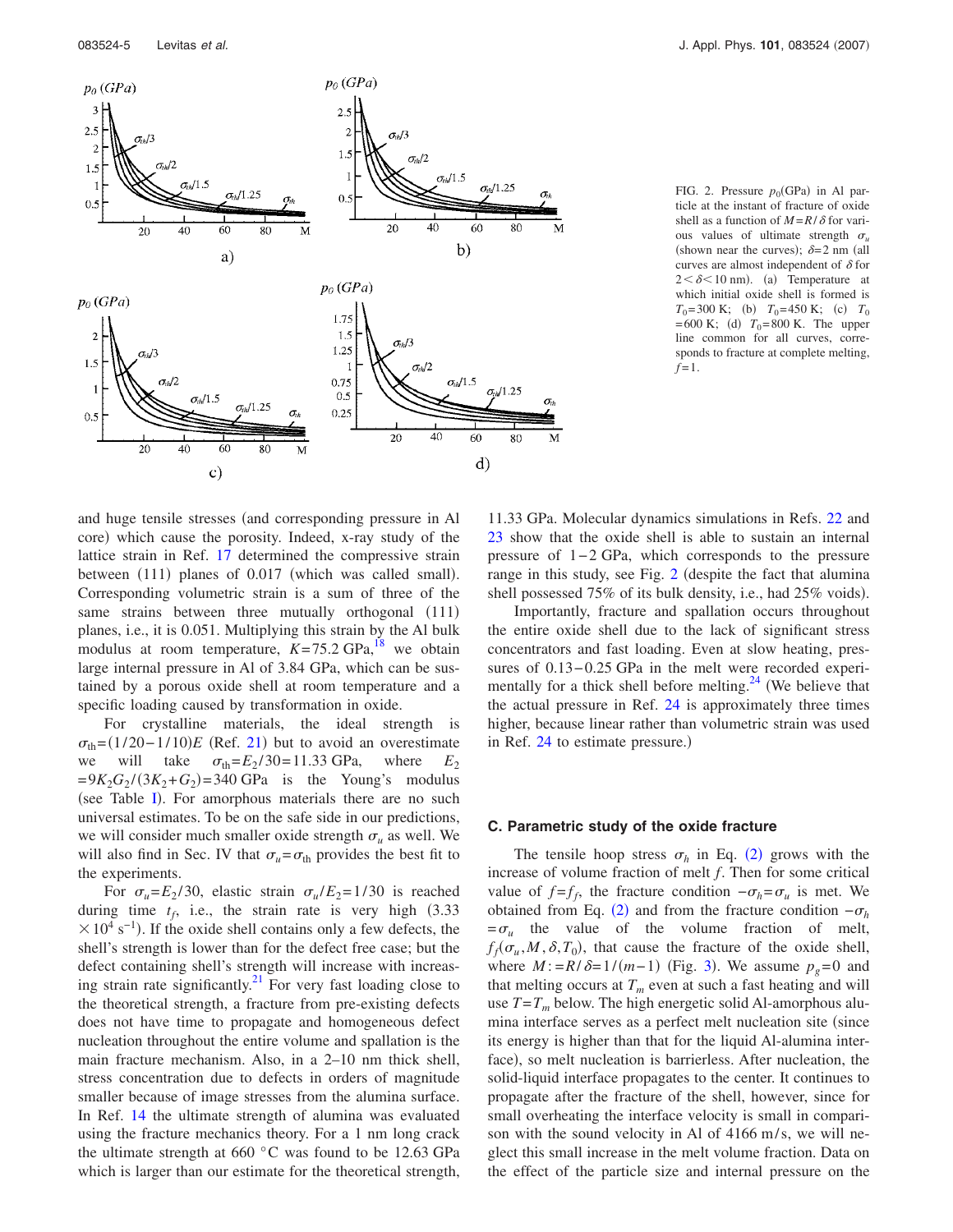FIG. 2. Pressure $p_0$(GPa) in Al particle at the instant of fracture of oxide shell as a function of $M=R/\delta$ for various values of ultimate strength $\sigma_u$ (shown near the curves); $\delta=2$ nm (all curves are almost independent of $\delta$ for $2<\delta<10$ nm). (a) Temperature at which initial oxide shell is formed is $T_0=300$ K; (b) $T_0=450$ K; (c) $T_0=600$ K; (d) $T_0=800$ K. The upper line common for all curves, corresponds to fracture at complete melting, $f=1$.

and huge tensile stresses (and corresponding pressure in Al core) which cause the porosity. Indeed, x-ray study of the lattice strain in Ref. 17 determined the compressive strain between (111) planes of 0.017 (which was called small). Corresponding volumetric strain is a sum of three of the same strains between three mutually orthogonal (111) planes, i.e., it is 0.051. Multiplying this strain by the Al bulk modulus at room temperature, $K=75.2$ GPa,[18] we obtain large internal pressure in Al of 3.84 GPa, which can be sustained by a porous oxide shell at room temperature and a specific loading caused by transformation in oxide.

For crystalline materials, the ideal strength is $\sigma_{th}=(1/20-1/10)E$ (Ref. 21) but to avoid an overestimate we will take $\sigma_{th}=E_2/30=11.33$ GPa, where $E_2=9K_2G_2/(3K_2+G_2)=340$ GPa is the Young's modulus (see Table I). For amorphous materials there are no such universal estimates. To be on the safe side in our predictions, we will consider much smaller oxide strength $\sigma_u$ as well. We will also find in Sec. IV that $\sigma_u=\sigma_{th}$ provides the best fit to the experiments.

For $\sigma_u=E_2/30$, elastic strain $\sigma_u/E_2=1/30$ is reached during time $t_f$, i.e., the strain rate is very high ($3.33\times10^4$ s$^{-1}$). If the oxide shell contains only a few defects, the shell's strength is lower than for the defect free case; but the defect containing shell's strength will increase with increasing strain rate significantly.[21] For very fast loading close to the theoretical strength, a fracture from pre-existing defects does not have time to propagate and homogeneous defect nucleation throughout the entire volume and spallation is the main fracture mechanism. Also, in a 2–10 nm thick shell, stress concentration due to defects in orders of magnitude smaller because of image stresses from the alumina surface. In Ref. 14 the ultimate strength of alumina was evaluated using the fracture mechanics theory. For a 1 nm long crack the ultimate strength at 660 °C was found to be 12.63 GPa which is larger than our estimate for the theoretical strength, 11.33 GPa. Molecular dynamics simulations in Refs. 22 and 23 show that the oxide shell is able to sustain an internal pressure of 1–2 GPa, which corresponds to the pressure range in this study, see Fig. 2 (despite the fact that alumina shell possessed 75% of its bulk density, i.e., had 25% voids).

Importantly, fracture and spallation occurs throughout the entire oxide shell due to the lack of significant stress concentrators and fast loading. Even at slow heating, pressures of 0.13–0.25 GPa in the melt were recorded experimentally for a thick shell before melting.[24] (We believe that the actual pressure in Ref. 24 is approximately three times higher, because linear rather than volumetric strain was used in Ref. 24 to estimate pressure.)

### C. Parametric study of the oxide fracture

The tensile hoop stress $\sigma_h$ in Eq. (2) grows with the increase of volume fraction of melt $f$. Then for some critical value of $f=f_f$, the fracture condition $-\sigma_h=\sigma_u$ is met. We obtained from Eq. (2) and from the fracture condition $-\sigma_h=\sigma_u$ the value of the volume fraction of melt, $f_f(\sigma_u, M, \delta, T_0)$, that cause the fracture of the oxide shell, where $M:=R/\delta=1/(m-1)$ (Fig. 3). We assume $p_g=0$ and that melting occurs at $T_m$ even at such a fast heating and will use $T=T_m$ below. The high energetic solid Al-amorphous alumina interface serves as a perfect melt nucleation site (since its energy is higher than that for the liquid Al-alumina interface), so melt nucleation is barrierless. After nucleation, the solid-liquid interface propagates to the center. It continues to propagate after the fracture of the shell, however, since for small overheating the interface velocity is small in comparison with the sound velocity in Al of 4166 m/s, we will neglect this small increase in the melt volume fraction. Data on the effect of the particle size and internal pressure on the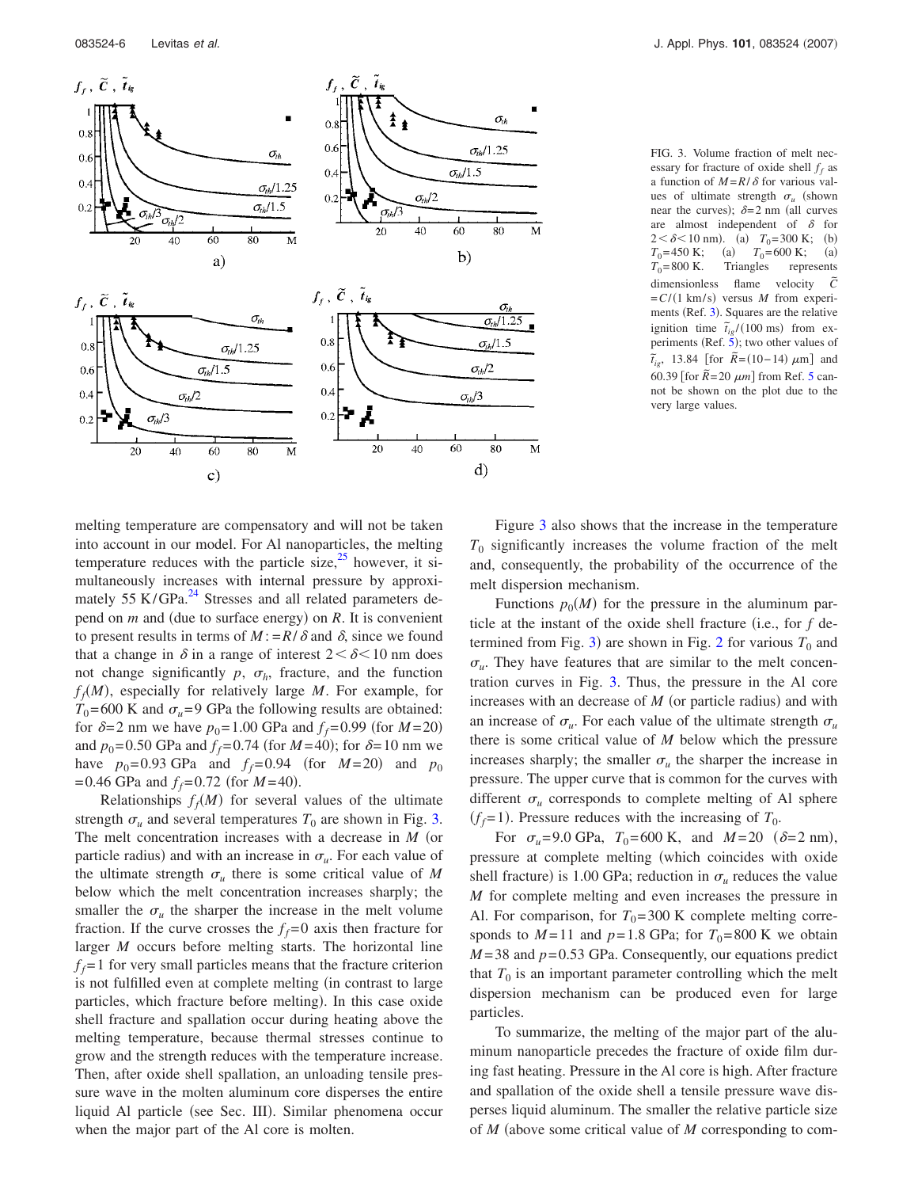FIG. 3. Volume fraction of melt necessary for fracture of oxide shell $f_f$ as a function of $M=R/\delta$ for various values of ultimate strength $\sigma_u$ (shown near the curves); $\delta=2$ nm (all curves are almost independent of $\delta$ for $2<\delta<10$ nm). (a) $T_0=300$ K; (b) $T_0=450$ K; (a) $T_0=600$ K; (a) $T_0=800$ K. Triangles represents dimensionless flame velocity $\tilde{C}=C/(1\text{ km/s})$ versus $M$ from experiments (Ref. 3). Squares are the relative ignition time $\tilde{t}_{ig}/(100\text{ ms})$ from experiments (Ref. 5); two other values of $\tilde{t}_{ig}$, 13.84 [for $\bar{R}=(10-14)$ $\mu$m] and 60.39 [for $\bar{R}=20$ $\mu$m] from Ref. 5 cannot be shown on the plot due to the very large values.

melting temperature are compensatory and will not be taken into account in our model. For Al nanoparticles, the melting temperature reduces with the particle size,[25] however, it simultaneously increases with internal pressure by approximately 55 K/GPa.[24] Stresses and all related parameters depend on $m$ and (due to surface energy) on $R$. It is convenient to present results in terms of $M:=R/\delta$ and $\delta$, since we found that a change in $\delta$ in a range of interest $2<\delta<10$ nm does not change significantly $p$, $\sigma_h$, fracture, and the function $f_f(M)$, especially for relatively large $M$. For example, for $T_0=600$ K and $\sigma_u=9$ GPa the following results are obtained: for $\delta=2$ nm we have $p_0=1.00$ GPa and $f_f=0.99$ (for $M=20$) and $p_0=0.50$ GPa and $f_f=0.74$ (for $M=40$); for $\delta=10$ nm we have $p_0=0.93$ GPa and $f_f=0.94$ (for $M=20$) and $p_0=0.46$ GPa and $f_f=0.72$ (for $M=40$).

Relationships $f_f(M)$ for several values of the ultimate strength $\sigma_u$ and several temperatures $T_0$ are shown in Fig. 3. The melt concentration increases with a decrease in $M$ (or particle radius) and with an increase in $\sigma_u$. For each value of the ultimate strength $\sigma_u$ there is some critical value of $M$ below which the melt concentration increases sharply; the smaller the $\sigma_u$ the sharper the increase in the melt volume fraction. If the curve crosses the $f_f=0$ axis then fracture for larger $M$ occurs before melting starts. The horizontal line $f_f=1$ for very small particles means that the fracture criterion is not fulfilled even at complete melting (in contrast to large particles, which fracture before melting). In this case oxide shell fracture and spallation occur during heating above the melting temperature, because thermal stresses continue to grow and the strength reduces with the temperature increase. Then, after oxide shell spallation, an unloading tensile pressure wave in the molten aluminum core disperses the entire liquid Al particle (see Sec. III). Similar phenomena occur when the major part of the Al core is molten.

Figure 3 also shows that the increase in the temperature $T_0$ significantly increases the volume fraction of the melt and, consequently, the probability of the occurrence of the melt dispersion mechanism.

Functions $p_0(M)$ for the pressure in the aluminum particle at the instant of the oxide shell fracture (i.e., for $f$ determined from Fig. 3) are shown in Fig. 2 for various $T_0$ and $\sigma_u$. They have features that are similar to the melt concentration curves in Fig. 3. Thus, the pressure in the Al core increases with an decrease of $M$ (or particle radius) and with an increase of $\sigma_u$. For each value of the ultimate strength $\sigma_u$ there is some critical value of $M$ below which the pressure increases sharply; the smaller $\sigma_u$ the sharper the increase in pressure. The upper curve that is common for the curves with different $\sigma_u$ corresponds to complete melting of Al sphere ($f_f=1$). Pressure reduces with the increasing of $T_0$.

For $\sigma_u=9.0$ GPa, $T_0=600$ K, and $M=20$ ($\delta=2$ nm), pressure at complete melting (which coincides with oxide shell fracture) is 1.00 GPa; reduction in $\sigma_u$ reduces the value $M$ for complete melting and even increases the pressure in Al. For comparison, for $T_0=300$ K complete melting corresponds to $M=11$ and $p=1.8$ GPa; for $T_0=800$ K we obtain $M=38$ and $p=0.53$ GPa. Consequently, our equations predict that $T_0$ is an important parameter controlling which the melt dispersion mechanism can be produced even for large particles.

To summarize, the melting of the major part of the aluminum nanoparticle precedes the fracture of oxide film during fast heating. Pressure in the Al core is high. After fracture and spallation of the oxide shell a tensile pressure wave disperses liquid aluminum. The smaller the relative particle size of $M$ (above some critical value of $M$ corresponding to com-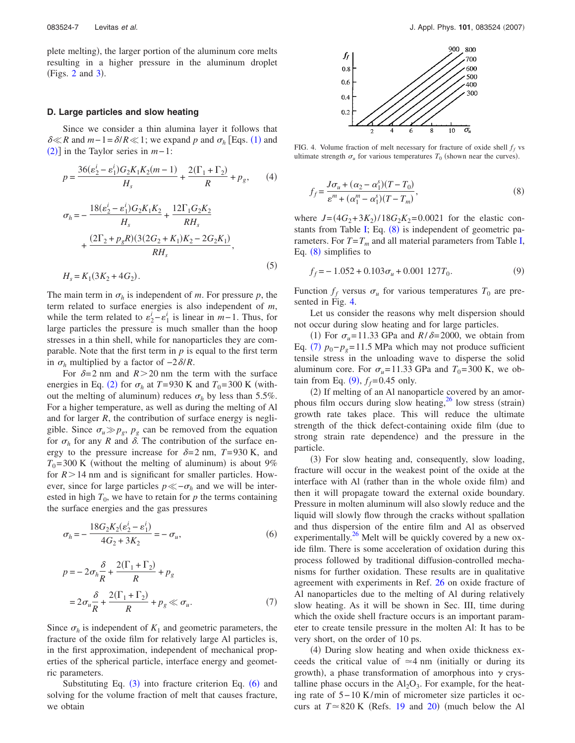plete melting), the larger portion of the aluminum core melts resulting in a higher pressure in the aluminum droplet (Figs. 2 and 3).

### D. Large particles and slow heating

Since we consider a thin alumina layer it follows that $\delta \ll R$ and $m-1=\delta/R \ll 1$; we expand $p$ and $\sigma_h$ [Eqs. (1) and (2)] in the Taylor series in $m-1$:

$$p = \frac{36(\varepsilon_2^i - \varepsilon_1^i)G_2 K_1 K_2 (m-1)}{H_s} + \frac{2(\Gamma_1+\Gamma_2)}{R} + p_g, \qquad (4)$$

$$\sigma_h = -\frac{18(\varepsilon_2^i - \varepsilon_1^i)G_2 K_1 K_2}{H_s} + \frac{12\Gamma_1 G_2 K_2}{RH_s} + \frac{(2\Gamma_2 + p_g R)(3(2G_2+K_1)K_2 - 2G_2 K_1)}{RH_s},$$

$$H_s = K_1(3K_2 + 4G_2). \qquad (5)$$

The main term in $\sigma_h$ is independent of $m$. For pressure $p$, the term related to surface energies is also independent of $m$, while the term related to $\varepsilon_2^i - \varepsilon_1^i$ is linear in $m-1$. Thus, for large particles the pressure is much smaller than the hoop stresses in a thin shell, while for nanoparticles they are comparable. Note that the first term in $p$ is equal to the first term in $\sigma_h$ multiplied by a factor of $-2\delta/R$.

For $\delta=2$ nm and $R>20$ nm the term with the surface energies in Eq. (2) for $\sigma_h$ at $T=930$ K and $T_0=300$ K (without the melting of aluminum) reduces $\sigma_h$ by less than 5.5%. For a higher temperature, as well as during the melting of Al and for larger $R$, the contribution of surface energy is negligible. Since $\sigma_u \gg p_g$, $p_g$ can be removed from the equation for $\sigma_h$ for any $R$ and $\delta$. The contribution of the surface energy to the pressure increase for $\delta=2$ nm, $T=930$ K, and $T_0=300$ K (without the melting of aluminum) is about 9% for $R>14$ nm and is significant for smaller particles. However, since for large particles $p \ll -\sigma_h$ and we will be interested in high $T_0$, we have to retain for $p$ the terms containing the surface energies and the gas pressures

$$\sigma_h = -\frac{18G_2K_2(\varepsilon_2^i - \varepsilon_1^i)}{4G_2 + 3K_2} = -\sigma_u, \qquad (6)$$

$$p = -2\sigma_h \frac{\delta}{R} + \frac{2(\Gamma_1+\Gamma_2)}{R} + p_g$$
$$= 2\sigma_u \frac{\delta}{R} + \frac{2(\Gamma_1+\Gamma_2)}{R} + p_g \ll \sigma_u. \qquad (7)$$

Since $\sigma_h$ is independent of $K_1$ and geometric parameters, the fracture of the oxide film for relatively large Al particles is, in the first approximation, independent of mechanical properties of the spherical particle, interface energy and geometric parameters.

Substituting Eq. (3) into fracture criterion Eq. (6) and solving for the volume fraction of melt that causes fracture, we obtain

FIG. 4. Volume fraction of melt necessary for fracture of oxide shell $f_f$ vs ultimate strength $\sigma_u$ for various temperatures $T_0$ (shown near the curves).

$$f_f = \frac{J\sigma_u + (\alpha_2 - \alpha_1^s)(T - T_0)}{\varepsilon^m + (\alpha_1^m - \alpha_1^s)(T - T_m)}, \qquad (8)$$

where $J=(4G_2+3K_2)/18G_2K_2=0.0021$ for the elastic constants from Table I; Eq. (8) is independent of geometric parameters. For $T=T_m$ and all material parameters from Table I, Eq. (8) simplifies to

$$f_f = -1.052 + 0.103\sigma_u + 0.001\,127T_0. \qquad (9)$$

Function $f_f$ versus $\sigma_u$ for various temperatures $T_0$ are presented in Fig. 4.

Let us consider the reasons why melt dispersion should not occur during slow heating and for large particles.

(1) For $\sigma_u=11.33$ GPa and $R/\delta=2000$, we obtain from Eq. (7) $p_0-p_g=11.5$ MPa which may not produce sufficient tensile stress in the unloading wave to disperse the solid aluminum core. For $\sigma_u=11.33$ GPa and $T_0=300$ K, we obtain from Eq. (9), $f_f=0.45$ only.

(2) If melting of an Al nanoparticle covered by an amorphous film occurs during slow heating,[26] low stress (strain) growth rate takes place. This will reduce the ultimate strength of the thick defect-containing oxide film (due to strong strain rate dependence) and the pressure in the particle.

(3) For slow heating and, consequently, slow loading, fracture will occur in the weakest point of the oxide at the interface with Al (rather than in the whole oxide film) and then it will propagate toward the external oxide boundary. Pressure in molten aluminum will also slowly reduce and the liquid will slowly flow through the cracks without spallation and thus dispersion of the entire film and Al as observed experimentally.[26] Melt will be quickly covered by a new oxide film. There is some acceleration of oxidation during this process followed by traditional diffusion-controlled mechanisms for further oxidation. These results are in qualitative agreement with experiments in Ref. 26 on oxide fracture of Al nanoparticles due to the melting of Al during relatively slow heating. As it will be shown in Sec. III, time during which the oxide shell fracture occurs is an important parameter to create tensile pressure in the molten Al: It has to be very short, on the order of 10 ps.

(4) During slow heating and when oxide thickness exceeds the critical value of $\simeq 4$ nm (initially or during its growth), a phase transformation of amorphous into $\gamma$ crystalline phase occurs in the $Al_2O_3$. For example, for the heating rate of 5–10 K/min of micrometer size particles it occurs at $T \simeq 820$ K (Refs. 19 and 20) (much below the Al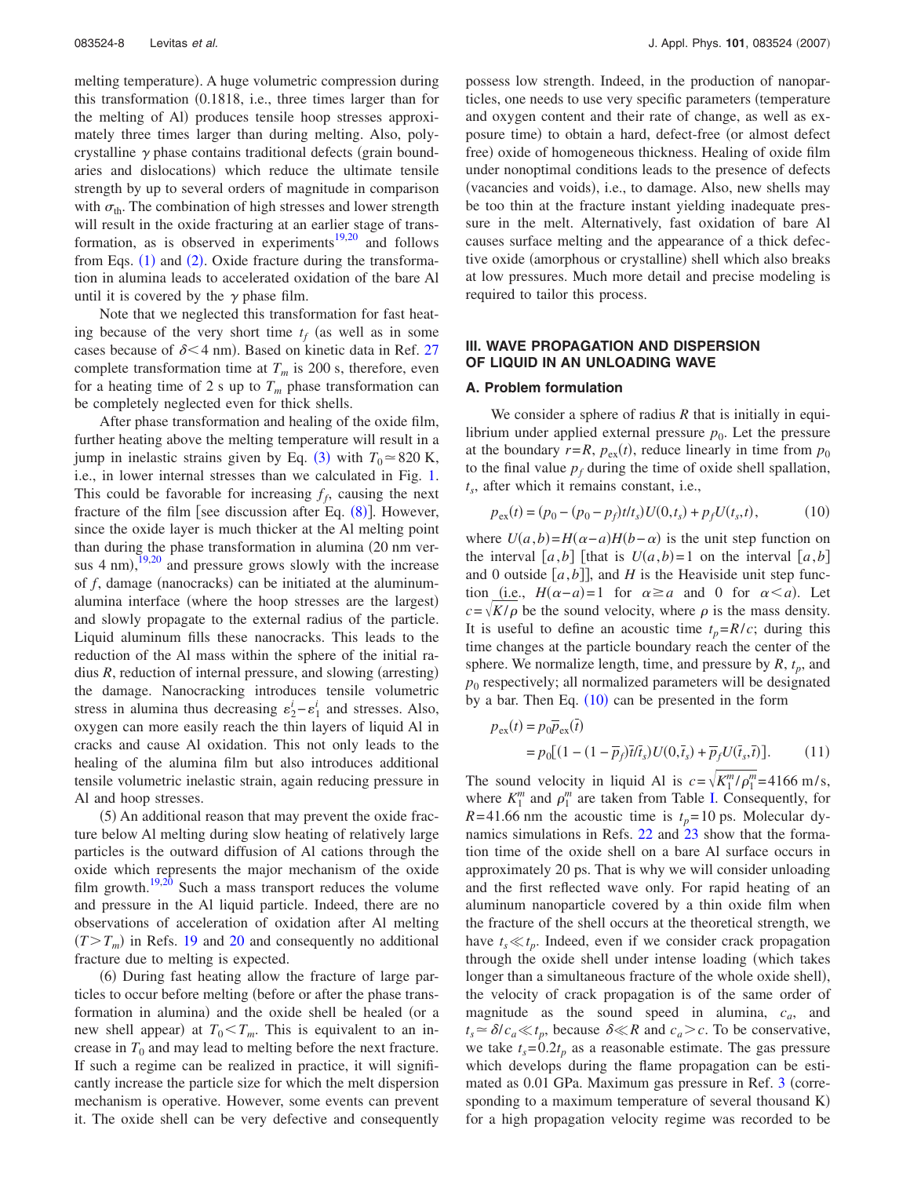melting temperature). A huge volumetric compression during this transformation (0.1818, i.e., three times larger than for the melting of Al) produces tensile hoop stresses approximately three times larger than during melting. Also, polycrystalline $\gamma$ phase contains traditional defects (grain boundaries and dislocations) which reduce the ultimate tensile strength by up to several orders of magnitude in comparison with $\sigma_{th}$. The combination of high stresses and lower strength will result in the oxide fracturing at an earlier stage of transformation, as is observed in experiments[19,20] and follows from Eqs. (1) and (2). Oxide fracture during the transformation in alumina leads to accelerated oxidation of the bare Al until it is covered by the $\gamma$ phase film.

Note that we neglected this transformation for fast heating because of the very short time $t_f$ (as well as in some cases because of $\delta < 4$ nm). Based on kinetic data in Ref. 27 complete transformation time at $T_m$ is 200 s, therefore, even for a heating time of 2 s up to $T_m$ phase transformation can be completely neglected even for thick shells.

After phase transformation and healing of the oxide film, further heating above the melting temperature will result in a jump in inelastic strains given by Eq. (3) with $T_0 \simeq 820$ K, i.e., in lower internal stresses than we calculated in Fig. 1. This could be favorable for increasing $f_f$, causing the next fracture of the film [see discussion after Eq. (8)]. However, since the oxide layer is much thicker at the Al melting point than during the phase transformation in alumina (20 nm versus 4 nm),[19,20] and pressure grows slowly with the increase of $f$, damage (nanocracks) can be initiated at the aluminum-alumina interface (where the hoop stresses are the largest) and slowly propagate to the external radius of the particle. Liquid aluminum fills these nanocracks. This leads to the reduction of the Al mass within the sphere of the initial radius $R$, reduction of internal pressure, and slowing (arresting) the damage. Nanocracking introduces tensile volumetric stress in alumina thus decreasing $\varepsilon_2^i - \varepsilon_1^i$ and stresses. Also, oxygen can more easily reach the thin layers of liquid Al in cracks and cause Al oxidation. This not only leads to the healing of the alumina film but also introduces additional tensile volumetric inelastic strain, again reducing pressure in Al and hoop stresses.

(5) An additional reason that may prevent the oxide fracture below Al melting during slow heating of relatively large particles is the outward diffusion of Al cations through the oxide which represents the major mechanism of the oxide film growth.[19,20] Such a mass transport reduces the volume and pressure in the Al liquid particle. Indeed, there are no observations of acceleration of oxidation after Al melting ($T > T_m$) in Refs. 19 and 20 and consequently no additional fracture due to melting is expected.

(6) During fast heating allow the fracture of large particles to occur before melting (before or after the phase transformation in alumina) and the oxide shell be healed (or a new shell appear) at $T_0 < T_m$. This is equivalent to an increase in $T_0$ and may lead to melting before the next fracture. If such a regime can be realized in practice, it will significantly increase the particle size for which the melt dispersion mechanism is operative. However, some events can prevent it. The oxide shell can be very defective and consequently possess low strength. Indeed, in the production of nanoparticles, one needs to use very specific parameters (temperature and oxygen content and their rate of change, as well as exposure time) to obtain a hard, defect-free (or almost defect free) oxide of homogeneous thickness. Healing of oxide film under nonoptimal conditions leads to the presence of defects (vacancies and voids), i.e., to damage. Also, new shells may be too thin at the fracture instant yielding inadequate pressure in the melt. Alternatively, fast oxidation of bare Al causes surface melting and the appearance of a thick defective oxide (amorphous or crystalline) shell which also breaks at low pressures. Much more detail and precise modeling is required to tailor this process.

## III. WAVE PROPAGATION AND DISPERSION OF LIQUID IN AN UNLOADING WAVE

### A. Problem formulation

We consider a sphere of radius $R$ that is initially in equilibrium under applied external pressure $p_0$. Let the pressure at the boundary $r=R$, $p_{ex}(t)$, reduce linearly in time from $p_0$ to the final value $p_f$ during the time of oxide shell spallation, $t_s$, after which it remains constant, i.e.,

$$p_{ex}(t) = (p_0 - (p_0 - p_f)t/t_s)U(0,t_s) + p_f U(t_s,t), \tag{10}$$

where $U(a,b) = H(\alpha - a)H(b - \alpha)$ is the unit step function on the interval $[a,b]$ [that is $U(a,b)=1$ on the interval $[a,b]$ and 0 outside $[a,b]$], and $H$ is the Heaviside unit step function (i.e., $H(\alpha - a) = 1$ for $\alpha \geq a$ and 0 for $\alpha < a$). Let $c = \sqrt{K/\rho}$ be the sound velocity, where $\rho$ is the mass density. It is useful to define an acoustic time $t_p = R/c$; during this time changes at the particle boundary reach the center of the sphere. We normalize length, time, and pressure by $R$, $t_p$, and $p_0$ respectively; all normalized parameters will be designated by a bar. Then Eq. (10) can be presented in the form

$$p_{ex}(t) = p_0 \bar{p}_{ex}(\bar{t}) = p_0[(1 - (1 - \bar{p}_f)\bar{t}/\bar{t}_s)U(0,\bar{t}_s) + \bar{p}_f U(\bar{t}_s,\bar{t})]. \tag{11}$$

The sound velocity in liquid Al is $c = \sqrt{K_1^m/\rho_1^m} = 4166$ m/s, where $K_1^m$ and $\rho_1^m$ are taken from Table I. Consequently, for $R = 41.66$ nm the acoustic time is $t_p = 10$ ps. Molecular dynamics simulations in Refs. 22 and 23 show that the formation time of the oxide shell on a bare Al surface occurs in approximately 20 ps. That is why we will consider unloading and the first reflected wave only. For rapid heating of an aluminum nanoparticle covered by a thin oxide film when the fracture of the shell occurs at the theoretical strength, we have $t_s \ll t_p$. Indeed, even if we consider crack propagation through the oxide shell under intense loading (which takes longer than a simultaneous fracture of the whole oxide shell), the velocity of crack propagation is of the same order of magnitude as the sound speed in alumina, $c_a$, and $t_s \simeq \delta/c_a \ll t_p$, because $\delta \ll R$ and $c_a > c$. To be conservative, we take $t_s = 0.2t_p$ as a reasonable estimate. The gas pressure which develops during the flame propagation can be estimated as 0.01 GPa. Maximum gas pressure in Ref. 3 (corresponding to a maximum temperature of several thousand K) for a high propagation velocity regime was recorded to be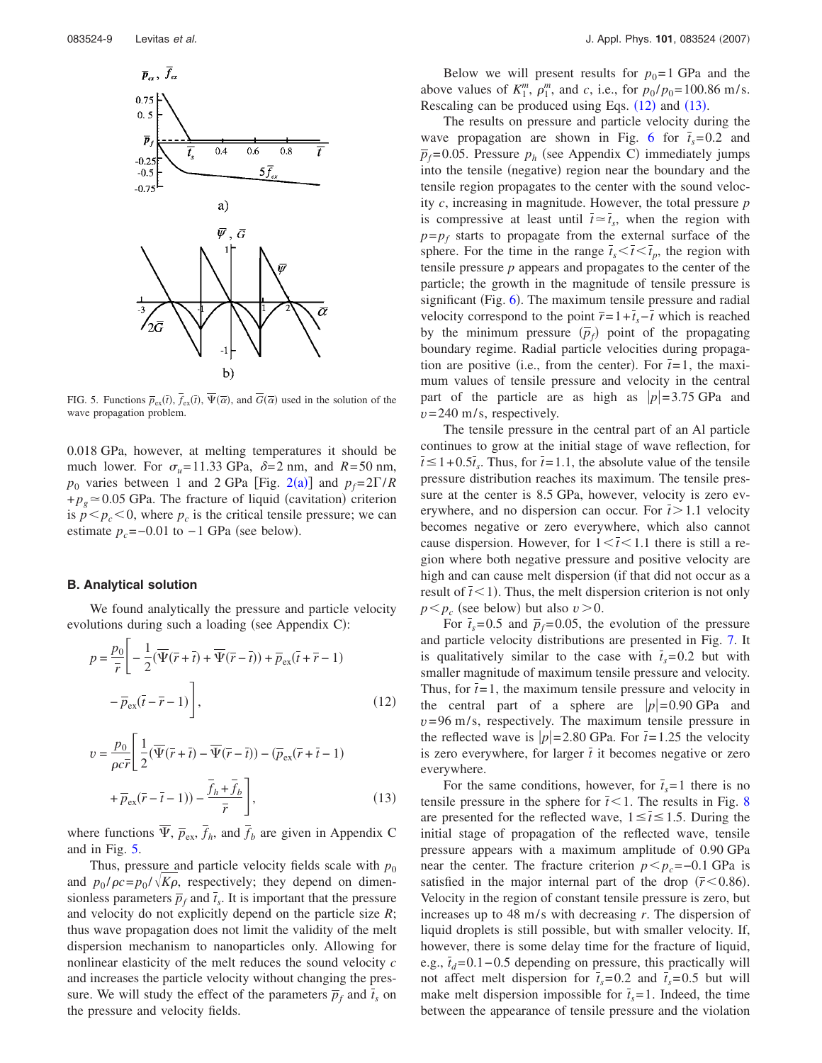FIG. 5. Functions $\bar{p}_{ex}(\bar{t})$, $\bar{f}_{ex}(\bar{t})$, $\bar{\Psi}(\bar{\alpha})$, and $\bar{G}(\bar{\alpha})$ used in the solution of the wave propagation problem.

0.018 GPa, however, at melting temperatures it should be much lower. For $\sigma_u = 11.33$ GPa, $\delta = 2$ nm, and $R = 50$ nm, $p_0$ varies between 1 and 2 GPa [Fig. 2(a)] and $p_f = 2\Gamma/R + p_g \simeq 0.05$ GPa. The fracture of liquid (cavitation) criterion is $p < p_c < 0$, where $p_c$ is the critical tensile pressure; we can estimate $p_c = -0.01$ to $-1$ GPa (see below).

### B. Analytical solution

We found analytically the pressure and particle velocity evolutions during such a loading (see Appendix C):

$$p = \frac{p_0}{\bar{r}}\left[-\frac{1}{2}(\bar{\Psi}(\bar{r}+\bar{t}) + \bar{\Psi}(\bar{r}-\bar{t})) + \bar{p}_{ex}(\bar{t}+\bar{r}-1) - \bar{p}_{ex}(\bar{t}-\bar{r}-1)\right], \tag{12}$$

$$v = \frac{p_0}{\rho c \bar{r}}\left[\frac{1}{2}(\bar{\Psi}(\bar{r}+\bar{t}) - \bar{\Psi}(\bar{r}-\bar{t})) - (\bar{p}_{ex}(\bar{r}+\bar{t}-1) + \bar{p}_{ex}(\bar{r}-\bar{t}-1)) - \frac{\bar{f}_h + \bar{f}_b}{\bar{r}}\right], \tag{13}$$

where functions $\bar{\Psi}$, $\bar{p}_{ex}$, $\bar{f}_h$, and $\bar{f}_b$ are given in Appendix C and in Fig. 5.

Thus, pressure and particle velocity fields scale with $p_0$ and $p_0/\rho c = p_0/\sqrt{K\rho}$, respectively; they depend on dimensionless parameters $\bar{p}_f$ and $\bar{t}_s$. It is important that the pressure and velocity do not explicitly depend on the particle size $R$; thus wave propagation does not limit the validity of the melt dispersion mechanism to nanoparticles only. Allowing for nonlinear elasticity of the melt reduces the sound velocity $c$ and increases the particle velocity without changing the pressure. We will study the effect of the parameters $\bar{p}_f$ and $\bar{t}_s$ on the pressure and velocity fields.

Below we will present results for $p_0 = 1$ GPa and the above values of $K_1^m$, $\rho_1^m$, and $c$, i.e., for $p_0/p_0 = 100.86$ m/s. Rescaling can be produced using Eqs. (12) and (13).

The results on pressure and particle velocity during the wave propagation are shown in Fig. 6 for $\bar{t}_s = 0.2$ and $\bar{p}_f = 0.05$. Pressure $p_h$ (see Appendix C) immediately jumps into the tensile (negative) region near the boundary and the tensile region propagates to the center with the sound velocity $c$, increasing in magnitude. However, the total pressure $p$ is compressive at least until $\bar{t} \simeq \bar{t}_s$, when the region with $p = p_f$ starts to propagate from the external surface of the sphere. For the time in the range $\bar{t}_s < \bar{t} < \bar{t}_p$, the region with tensile pressure $p$ appears and propagates to the center of the particle; the growth in the magnitude of tensile pressure is significant (Fig. 6). The maximum tensile pressure and radial velocity correspond to the point $\bar{r} = 1 + \bar{t}_s - \bar{t}$ which is reached by the minimum pressure $(\bar{p}_f)$ point of the propagating boundary regime. Radial particle velocities during propagation are positive (i.e., from the center). For $\bar{t} = 1$, the maximum values of tensile pressure and velocity in the central part of the particle are as high as $|p| = 3.75$ GPa and $v = 240$ m/s, respectively.

The tensile pressure in the central part of an Al particle continues to grow at the initial stage of wave reflection, for $\bar{t} \leq 1 + 0.5\bar{t}_s$. Thus, for $\bar{t} = 1.1$, the absolute value of the tensile pressure distribution reaches its maximum. The tensile pressure at the center is 8.5 GPa, however, velocity is zero everywhere, and no dispersion can occur. For $\bar{t} > 1.1$ velocity becomes negative or zero everywhere, which also cannot cause dispersion. However, for $1 < \bar{t} < 1.1$ there is still a region where both negative pressure and positive velocity are high and can cause melt dispersion (if that did not occur as a result of $\bar{t} < 1$). Thus, the melt dispersion criterion is not only $p < p_c$ (see below) but also $v > 0$.

For $\bar{t}_s = 0.5$ and $\bar{p}_f = 0.05$, the evolution of the pressure and particle velocity distributions are presented in Fig. 7. It is qualitatively similar to the case with $\bar{t}_s = 0.2$ but with smaller magnitude of maximum tensile pressure and velocity. Thus, for $\bar{t} = 1$, the maximum tensile pressure and velocity in the central part of a sphere are $|p| = 0.90$ GPa and $v = 96$ m/s, respectively. The maximum tensile pressure in the reflected wave is $|p| = 2.80$ GPa. For $\bar{t} = 1.25$ the velocity is zero everywhere, for larger $\bar{t}$ it becomes negative or zero everywhere.

For the same conditions, however, for $\bar{t}_s = 1$ there is no tensile pressure in the sphere for $\bar{t} < 1$. The results in Fig. 8 are presented for the reflected wave, $1 \leq \bar{t} \leq 1.5$. During the initial stage of propagation of the reflected wave, tensile pressure appears with a maximum amplitude of 0.90 GPa near the center. The fracture criterion $p < p_c = -0.1$ GPa is satisfied in the major internal part of the drop $(\bar{r} < 0.86)$. Velocity in the region of constant tensile pressure is zero, but increases up to 48 m/s with decreasing $r$. The dispersion of liquid droplets is still possible, but with smaller velocity. If, however, there is some delay time for the fracture of liquid, e.g., $\bar{t}_d = 0.1 - 0.5$ depending on pressure, this practically will not affect melt dispersion for $\bar{t}_s = 0.2$ and $\bar{t}_s = 0.5$ but will make melt dispersion impossible for $\bar{t}_s = 1$. Indeed, the time between the appearance of tensile pressure and the violation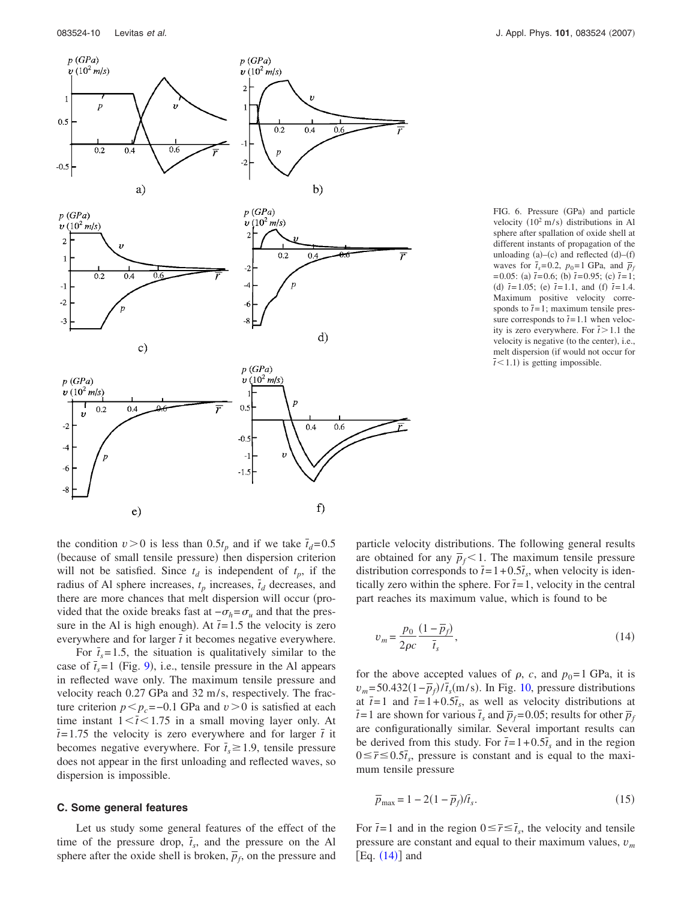FIG. 6. Pressure (GPa) and particle velocity ($10^2$ m/s) distributions in Al sphere after spallation of oxide shell at different instants of propagation of the unloading (a)–(c) and reflected (d)–(f) waves for $\bar{t}_s=0.2$, $p_0=1$ GPa, and $\bar{p}_f=0.05$: (a) $\bar{t}=0.6$; (b) $\bar{t}=0.95$; (c) $\bar{t}=1$; (d) $\bar{t}=1.05$; (e) $\bar{t}=1.1$, and (f) $\bar{t}=1.4$. Maximum positive velocity corresponds to $\bar{t}=1$; maximum tensile pressure corresponds to $\bar{t}=1.1$ when velocity is zero everywhere. For $\bar{t}>1.1$ the velocity is negative (to the center), i.e., melt dispersion (if would not occur for $\bar{t}<1.1$) is getting impossible.

the condition $v>0$ is less than $0.5t_p$ and if we take $\bar{t}_d=0.5$ (because of small tensile pressure) then dispersion criterion will not be satisfied. Since $t_d$ is independent of $t_p$, if the radius of Al sphere increases, $t_p$ increases, $\bar{t}_d$ decreases, and there are more chances that melt dispersion will occur (provided that the oxide breaks fast at $-\sigma_h=\sigma_u$ and that the pressure in the Al is high enough). At $\bar{t}=1.5$ the velocity is zero everywhere and for larger $\bar{t}$ it becomes negative everywhere.

For $\bar{t}_s=1.5$, the situation is qualitatively similar to the case of $\bar{t}_s=1$ (Fig. 9), i.e., tensile pressure in the Al appears in reflected wave only. The maximum tensile pressure and velocity reach 0.27 GPa and 32 m/s, respectively. The fracture criterion $p<p_c=-0.1$ GPa and $v>0$ is satisfied at each time instant $1<\bar{t}<1.75$ in a small moving layer only. At $\bar{t}=1.75$ the velocity is zero everywhere and for larger $\bar{t}$ it becomes negative everywhere. For $\bar{t}_s\geq 1.9$, tensile pressure does not appear in the first unloading and reflected waves, so dispersion is impossible.

### C. Some general features

Let us study some general features of the effect of the time of the pressure drop, $\bar{t}_s$, and the pressure on the Al sphere after the oxide shell is broken, $\bar{p}_f$, on the pressure and particle velocity distributions. The following general results are obtained for any $\bar{p}_f<1$. The maximum tensile pressure distribution corresponds to $\bar{t}=1+0.5\bar{t}_s$, when velocity is identically zero within the sphere. For $\bar{t}=1$, velocity in the central part reaches its maximum value, which is found to be

$$v_m=\frac{p_0}{2\rho c}\frac{(1-\bar{p}_f)}{\bar{t}_s}, \tag{14}$$

for the above accepted values of $\rho$, $c$, and $p_0=1$ GPa, it is $v_m=50.432(1-\bar{p}_f)/\bar{t}_s$(m/s). In Fig. 10, pressure distributions at $\bar{t}=1$ and $\bar{t}=1+0.5\bar{t}_s$, as well as velocity distributions at $\bar{t}=1$ are shown for various $\bar{t}_s$ and $\bar{p}_f=0.05$; results for other $\bar{p}_f$ are configurationally similar. Several important results can be derived from this study. For $\bar{t}=1+0.5\bar{t}_s$ and in the region $0\leq\bar{r}\leq 0.5\bar{t}_s$, pressure is constant and is equal to the maximum tensile pressure

$$\bar{p}_{\max}=1-2(1-\bar{p}_f)/\bar{t}_s. \tag{15}$$

For $\bar{t}=1$ and in the region $0\leq\bar{r}\leq\bar{t}_s$, the velocity and tensile pressure are constant and equal to their maximum values, $v_m$ [Eq. (14)] and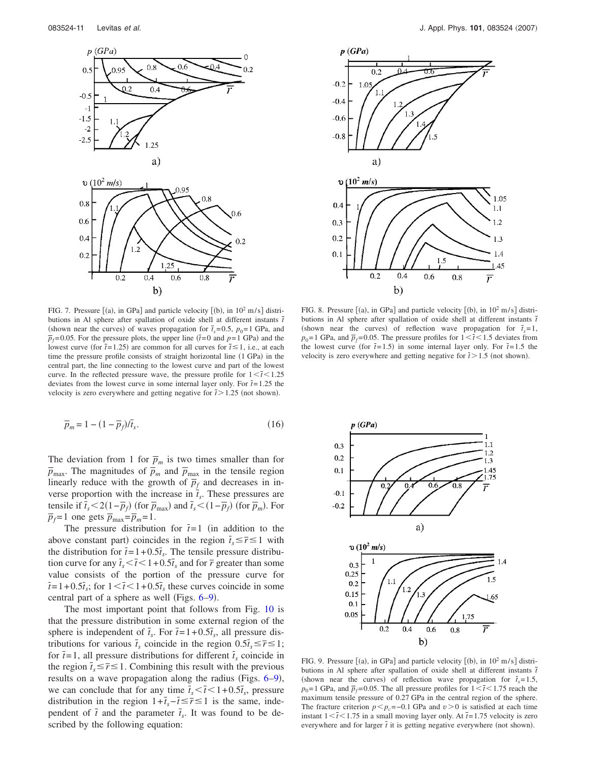FIG. 7. Pressure [(a), in GPa] and particle velocity [(b), in $10^2$ m/s] distributions in Al sphere after spallation of oxide shell at different instants $\bar{t}$ (shown near the curves) of waves propagation for $\bar{t}_s=0.5$, $p_0=1$ GPa, and $\bar{p}_f=0.05$. For the pressure plots, the upper line ($\bar{t}=0$ and $p=1$ GPa) and the lowest curve (for $\bar{t}=1.25$) are common for all curves for $\bar{t}\leq 1$, i.e., at each time the pressure profile consists of straight horizontal line (1 GPa) in the central part, the line connecting to the lowest curve and part of the lowest curve. In the reflected pressure wave, the pressure profile for $1<\bar{t}<1.25$ deviates from the lowest curve in some internal layer only. For $\bar{t}=1.25$ the velocity is zero everywhere and getting negative for $\bar{t}>1.25$ (not shown).

$$\bar{p}_m = 1-(1-\bar{p}_f)/\bar{t}_s. \tag{16}$$

The deviation from 1 for $\bar{p}_m$ is two times smaller than for $\bar{p}_{\max}$. The magnitudes of $\bar{p}_m$ and $\bar{p}_{\max}$ in the tensile region linearly reduce with the growth of $\bar{p}_f$ and decreases in inverse proportion with the increase in $\bar{t}_s$. These pressures are tensile if $\bar{t}_s<2(1-\bar{p}_f)$ (for $\bar{p}_{\max}$) and $\bar{t}_s<(1-\bar{p}_f)$ (for $\bar{p}_m$). For $\bar{p}_f=1$ one gets $\bar{p}_{\max}=\bar{p}_m=1$.

The pressure distribution for $\bar{t}=1$ (in addition to the above constant part) coincides in the region $\bar{t}_s\leq\bar{r}\leq 1$ with the distribution for $\bar{t}=1+0.5\bar{t}_s$. The tensile pressure distribution curve for any $\bar{t}_s<\bar{t}<1+0.5\bar{t}_s$ and for $\bar{r}$ greater than some value consists of the portion of the pressure curve for $\bar{t}=1+0.5\bar{t}_s$; for $1<\bar{t}<1+0.5\bar{t}_s$ these curves coincide in some central part of a sphere as well (Figs. 6–9).

The most important point that follows from Fig. 10 is that the pressure distribution in some external region of the sphere is independent of $\bar{t}_s$. For $\bar{t}=1+0.5\bar{t}_s$, all pressure distributions for various $\bar{t}_s$ coincide in the region $0.5\bar{t}_s\leq\bar{r}\leq 1$; for $\bar{t}=1$, all pressure distributions for different $\bar{t}_s$ coincide in the region $\bar{t}_s\leq\bar{r}\leq 1$. Combining this result with the previous results on a wave propagation along the radius (Figs. 6–9), we can conclude that for any time $\bar{t}_s<\bar{t}<1+0.5\bar{t}_s$, pressure distribution in the region $1+\bar{t}_s-\bar{t}\leq\bar{r}\leq 1$ is the same, independent of $\bar{t}$ and the parameter $\bar{t}_s$. It was found to be described by the following equation:

FIG. 8. Pressure [(a), in GPa] and particle velocity [(b), in $10^2$ m/s] distributions in Al sphere after spallation of oxide shell at different instants $\bar{t}$ (shown near the curves) of reflection wave propagation for $\bar{t}_s=1$, $p_0=1$ GPa, and $\bar{p}_f=0.05$. The pressure profiles for $1<\bar{t}<1.5$ deviates from the lowest curve (for $\bar{t}=1.5$) in some internal layer only. For $\bar{t}=1.5$ the velocity is zero everywhere and getting negative for $\bar{t}>1.5$ (not shown).

FIG. 9. Pressure [(a), in GPa] and particle velocity [(b), in $10^2$ m/s] distributions in Al sphere after spallation of oxide shell at different instants $\bar{t}$ (shown near the curves) of reflection wave propagation for $\bar{t}_s=1.5$, $p_0=1$ GPa, and $\bar{p}_f=0.05$. The all pressure profiles for $1<\bar{t}<1.75$ reach the maximum tensile pressure of 0.27 GPa in the central region of the sphere. The fracture criterion $p<p_c=-0.1$ GPa and $v>0$ is satisfied at each time instant $1<\bar{t}<1.75$ in a small moving layer only. At $\bar{t}=1.75$ velocity is zero everywhere and for larger $\bar{t}$ it is getting negative everywhere (not shown).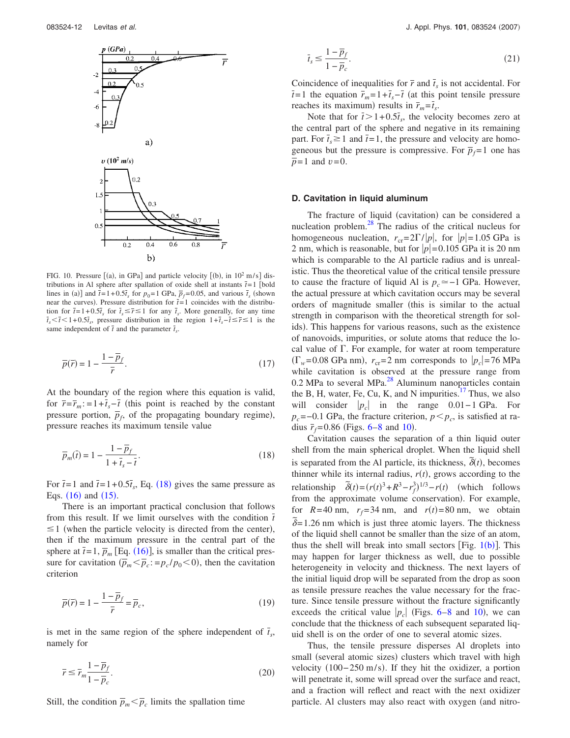FIG. 10. Pressure [(a), in GPa] and particle velocity [(b), in $10^2$ m/s] distributions in Al sphere after spallation of oxide shell at instants $\bar{t}=1$ [bold lines in (a)] and $\bar{t}=1+0.5\bar{t}_s$ for $p_0=1$ GPa, $\bar{p}_f=0.05$, and various $\bar{t}_s$ (shown near the curves). Pressure distribution for $\bar{t}=1$ coincides with the distribution for $\bar{t}=1+0.5\bar{t}_s$ for $\bar{t}_s \leq \bar{r} \leq 1$ for any $\bar{t}_s$. More generally, for any time $\bar{t}_s < \bar{t} < 1+0.5\bar{t}_s$, pressure distribution in the region $1+\bar{t}_s-\bar{t} \leq \bar{r} \leq 1$ is the same independent of $\bar{t}$ and the parameter $\bar{t}_s$.

$$\bar{p}(\bar{r}) = 1 - \frac{1-\bar{p}_f}{\bar{r}}. \tag{17}$$

At the boundary of the region where this equation is valid, for $\bar{r}=\bar{r}_m := 1+\bar{t}_s-\bar{t}$ (this point is reached by the constant pressure portion, $\bar{p}_f$, of the propagating boundary regime), pressure reaches its maximum tensile value

$$\bar{p}_m(\bar{t}) = 1 - \frac{1-\bar{p}_f}{1+\bar{t}_s-\bar{t}}. \tag{18}$$

For $\bar{t}=1$ and $\bar{t}=1+0.5\bar{t}_s$, Eq. (18) gives the same pressure as Eqs. (16) and (15).

There is an important practical conclusion that follows from this result. If we limit ourselves with the condition $\bar{t} \leq 1$ (when the particle velocity is directed from the center), then if the maximum pressure in the central part of the sphere at $\bar{t}=1$, $\bar{p}_m$ [Eq. (16)], is smaller than the critical pressure for cavitation ($\bar{p}_m < \bar{p}_c := p_c/p_0 < 0$), then the cavitation criterion

$$\bar{p}(\bar{r}) = 1 - \frac{1-\bar{p}_f}{\bar{r}} = \bar{p}_c, \tag{19}$$

is met in the same region of the sphere independent of $\bar{t}_s$, namely for

$$\bar{r} \leq \bar{r}_m \frac{1-\bar{p}_f}{1-\bar{p}_c}. \tag{20}$$

Still, the condition $\bar{p}_m < \bar{p}_c$ limits the spallation time

$$\bar{t}_s \leq \frac{1-\bar{p}_f}{1-\bar{p}_c}. \tag{21}$$

Coincidence of inequalities for $\bar{r}$ and $\bar{t}_s$ is not accidental. For $\bar{t}=1$ the equation $\bar{r}_m = 1+\bar{t}_s-\bar{t}$ (at this point tensile pressure reaches its maximum) results in $\bar{r}_m=\bar{t}_s$.

Note that for $\bar{t} > 1+0.5\bar{t}_s$, the velocity becomes zero at the central part of the sphere and negative in its remaining part. For $\bar{t}_s \geq 1$ and $\bar{t}=1$, the pressure and velocity are homogeneous but the pressure is compressive. For $\bar{p}_f=1$ one has $\bar{p}=1$ and $v=0$.

### D. Cavitation in liquid aluminum

The fracture of liquid (cavitation) can be considered a nucleation problem.[28] The radius of the critical nucleus for homogeneous nucleation, $r_{cr}=2\Gamma/|p|$, for $|p|=1.05$ GPa is 2 nm, which is reasonable, but for $|p|=0.105$ GPa it is 20 nm which is comparable to the Al particle radius and is unrealistic. Thus the theoretical value of the critical tensile pressure to cause the fracture of liquid Al is $p_c \simeq -1$ GPa. However, the actual pressure at which cavitation occurs may be several orders of magnitude smaller (this is similar to the actual strength in comparison with the theoretical strength for solids). This happens for various reasons, such as the existence of nanovoids, impurities, or solute atoms that reduce the local value of $\Gamma$. For example, for water at room temperature ($\Gamma_w=0.08$ GPa nm), $r_{cr}=2$ nm corresponds to $|p_c|=76$ MPa while cavitation is observed at the pressure range from 0.2 MPa to several MPa.[28] Aluminum nanoparticles contain the B, H, water, Fe, Cu, K, and N impurities.[17] Thus, we also will consider $|p_c|$ in the range 0.01–1 GPa. For $p_c=-0.1$ GPa, the fracture criterion, $p<p_c$, is satisfied at radius $\bar{r}_f=0.86$ (Figs. 6–8 and 10).

Cavitation causes the separation of a thin liquid outer shell from the main spherical droplet. When the liquid shell is separated from the Al particle, its thickness, $\tilde{\delta}(t)$, becomes thinner while its internal radius, $r(t)$, grows according to the relationship $\tilde{\delta}(t)=(r(t)^3+R^3-r_f^3)^{1/3}-r(t)$ (which follows from the approximate volume conservation). For example, for $R=40$ nm, $r_f=34$ nm, and $r(t)=80$ nm, we obtain $\tilde{\delta}=1.26$ nm which is just three atomic layers. The thickness of the liquid shell cannot be smaller than the size of an atom, thus the shell will break into small sectors [Fig. 1(b)]. This may happen for larger thickness as well, due to possible heterogeneity in velocity and thickness. The next layers of the initial liquid drop will be separated from the drop as soon as tensile pressure reaches the value necessary for the fracture. Since tensile pressure without the fracture significantly exceeds the critical value $|p_c|$ (Figs. 6–8 and 10), we can conclude that the thickness of each subsequent separated liquid shell is on the order of one to several atomic sizes.

Thus, the tensile pressure disperses Al droplets into small (several atomic sizes) clusters which travel with high velocity (100–250 m/s). If they hit the oxidizer, a portion will penetrate it, some will spread over the surface and react, and a fraction will reflect and react with the next oxidizer particle. Al clusters may also react with oxygen (and nitro-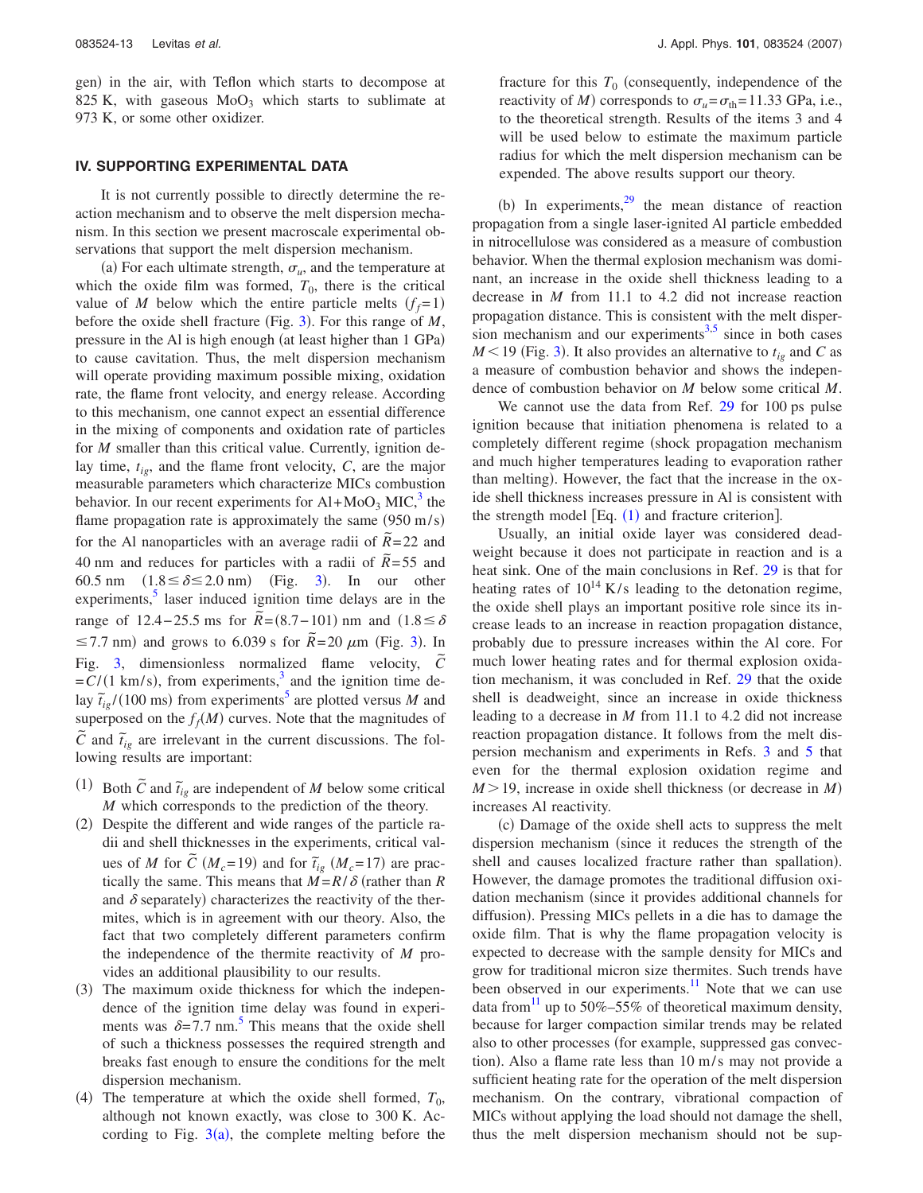gen) in the air, with Teflon which starts to decompose at 825 K, with gaseous $MoO_3$ which starts to sublimate at 973 K, or some other oxidizer.

## IV. SUPPORTING EXPERIMENTAL DATA

It is not currently possible to directly determine the reaction mechanism and to observe the melt dispersion mechanism. In this section we present macroscale experimental observations that support the melt dispersion mechanism.

(a) For each ultimate strength, $\sigma_u$, and the temperature at which the oxide film was formed, $T_0$, there is the critical value of $M$ below which the entire particle melts ($f_f=1$) before the oxide shell fracture (Fig. 3). For this range of $M$, pressure in the Al is high enough (at least higher than 1 GPa) to cause cavitation. Thus, the melt dispersion mechanism will operate providing maximum possible mixing, oxidation rate, the flame front velocity, and energy release. According to this mechanism, one cannot expect an essential difference in the mixing of components and oxidation rate of particles for $M$ smaller than this critical value. Currently, ignition delay time, $t_{ig}$, and the flame front velocity, $C$, are the major measurable parameters which characterize MICs combustion behavior. In our recent experiments for Al+$MoO_3$ MIC,[3] the flame propagation rate is approximately the same (950 m/s) for the Al nanoparticles with an average radii of $\tilde{R}=22$ and 40 nm and reduces for particles with a radii of $\tilde{R}=55$ and 60.5 nm ($1.8 \leq \delta \leq 2.0$ nm) (Fig. 3). In our other experiments,[5] laser induced ignition time delays are in the range of 12.4–25.5 ms for $\tilde{R}=(8.7-101)$ nm and ($1.8 \leq \delta \leq 7.7$ nm) and grows to 6.039 s for $\tilde{R}=20$ $\mu$m (Fig. 3). In Fig. 3, dimensionless normalized flame velocity, $\tilde{C}=C/(1$ km/s), from experiments,[3] and the ignition time delay $\tilde{t}_{ig}/(100$ ms) from experiments[5] are plotted versus $M$ and superposed on the $f_f(M)$ curves. Note that the magnitudes of $\tilde{C}$ and $\tilde{t}_{ig}$ are irrelevant in the current discussions. The following results are important:

(1) Both $\tilde{C}$ and $\tilde{t}_{ig}$ are independent of $M$ below some critical $M$ which corresponds to the prediction of the theory.

(2) Despite the different and wide ranges of the particle radii and shell thicknesses in the experiments, critical values of $M$ for $\tilde{C}$ ($M_c=19$) and for $\tilde{t}_{ig}$ ($M_c=17$) are practically the same. This means that $M=R/\delta$ (rather than $R$ and $\delta$ separately) characterizes the reactivity of the thermites, which is in agreement with our theory. Also, the fact that two completely different parameters confirm the independence of the thermite reactivity of $M$ provides an additional plausibility to our results.

(3) The maximum oxide thickness for which the independence of the ignition time delay was found in experiments was $\delta=7.7$ nm.[5] This means that the oxide shell of such a thickness possesses the required strength and breaks fast enough to ensure the conditions for the melt dispersion mechanism.

(4) The temperature at which the oxide shell formed, $T_0$, although not known exactly, was close to 300 K. According to Fig. 3(a), the complete melting before the fracture for this $T_0$ (consequently, independence of the reactivity of $M$) corresponds to $\sigma_u=\sigma_{th}=11.33$ GPa, i.e., to the theoretical strength. Results of the items 3 and 4 will be used below to estimate the maximum particle radius for which the melt dispersion mechanism can be expended. The above results support our theory.

(b) In experiments,[29] the mean distance of reaction propagation from a single laser-ignited Al particle embedded in nitrocellulose was considered as a measure of combustion behavior. When the thermal explosion mechanism was dominant, an increase in the oxide shell thickness leading to a decrease in $M$ from 11.1 to 4.2 did not increase reaction propagation distance. This is consistent with the melt dispersion mechanism and our experiments[3,5] since in both cases $M<19$ (Fig. 3). It also provides an alternative to $t_{ig}$ and $C$ as a measure of combustion behavior and shows the independence of combustion behavior on $M$ below some critical $M$.

We cannot use the data from Ref. 29 for 100 ps pulse ignition because that initiation phenomena is related to a completely different regime (shock propagation mechanism and much higher temperatures leading to evaporation rather than melting). However, the fact that the increase in the oxide shell thickness increases pressure in Al is consistent with the strength model [Eq. (1) and fracture criterion].

Usually, an initial oxide layer was considered deadweight because it does not participate in reaction and is a heat sink. One of the main conclusions in Ref. 29 is that for heating rates of $10^{14}$ K/s leading to the detonation regime, the oxide shell plays an important positive role since its increase leads to an increase in reaction propagation distance, probably due to pressure increases within the Al core. For much lower heating rates and for thermal explosion oxidation mechanism, it was concluded in Ref. 29 that the oxide shell is deadweight, since an increase in oxide thickness leading to a decrease in $M$ from 11.1 to 4.2 did not increase reaction propagation distance. It follows from the melt dispersion mechanism and experiments in Refs. 3 and 5 that even for the thermal explosion oxidation regime and $M>19$, increase in oxide shell thickness (or decrease in $M$) increases Al reactivity.

(c) Damage of the oxide shell acts to suppress the melt dispersion mechanism (since it reduces the strength of the shell and causes localized fracture rather than spallation). However, the damage promotes the traditional diffusion oxidation mechanism (since it provides additional channels for diffusion). Pressing MICs pellets in a die has to damage the oxide film. That is why the flame propagation velocity is expected to decrease with the sample density for MICs and grow for traditional micron size thermites. Such trends have been observed in our experiments.[11] Note that we can use data from[11] up to 50%–55% of theoretical maximum density, because for larger compaction similar trends may be related also to other processes (for example, suppressed gas convection). Also a flame rate less than 10 m/s may not provide a sufficient heating rate for the operation of the melt dispersion mechanism. On the contrary, vibrational compaction of MICs without applying the load should not damage the shell, thus the melt dispersion mechanism should not be sup-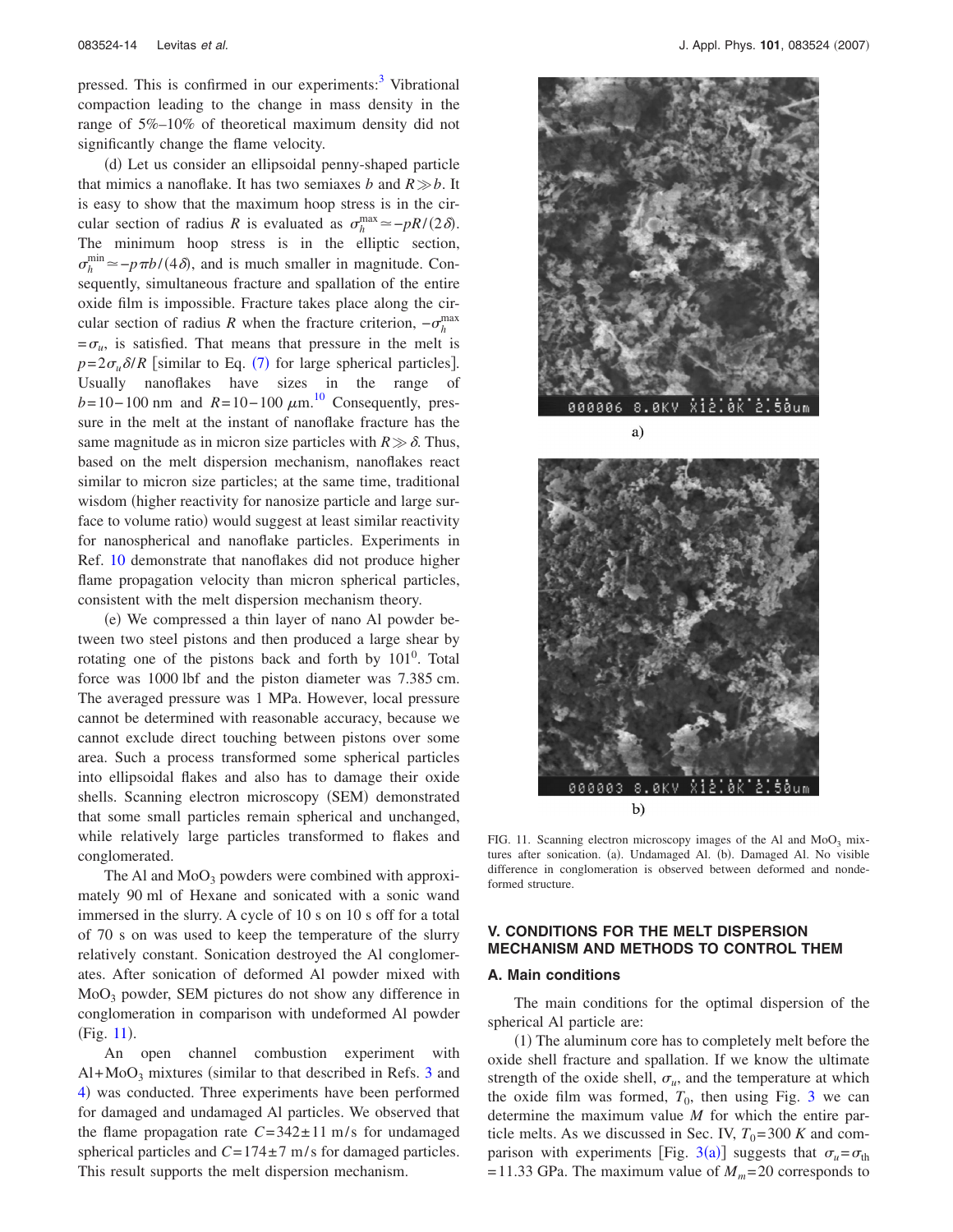pressed. This is confirmed in our experiments:[3] Vibrational compaction leading to the change in mass density in the range of 5%–10% of theoretical maximum density did not significantly change the flame velocity.

(d) Let us consider an ellipsoidal penny-shaped particle that mimics a nanoflake. It has two semiaxes $b$ and $R \gg b$. It is easy to show that the maximum hoop stress is in the circular section of radius $R$ is evaluated as $\sigma_h^{\max} \simeq -pR/(2\delta)$. The minimum hoop stress is in the elliptic section, $\sigma_h^{\min} \simeq -p\pi b/(4\delta)$, and is much smaller in magnitude. Consequently, simultaneous fracture and spallation of the entire oxide film is impossible. Fracture takes place along the circular section of radius $R$ when the fracture criterion, $-\sigma_h^{\max} = \sigma_u$, is satisfied. That means that pressure in the melt is $p = 2\sigma_u \delta/R$ [similar to Eq. (7) for large spherical particles]. Usually nanoflakes have sizes in the range of $b = 10-100$ nm and $R = 10-100$ $\mu$m.[10] Consequently, pressure in the melt at the instant of nanoflake fracture has the same magnitude as in micron size particles with $R \gg \delta$. Thus, based on the melt dispersion mechanism, nanoflakes react similar to micron size particles; at the same time, traditional wisdom (higher reactivity for nanosize particle and large surface to volume ratio) would suggest at least similar reactivity for nanospherical and nanoflake particles. Experiments in Ref. 10 demonstrate that nanoflakes did not produce higher flame propagation velocity than micron spherical particles, consistent with the melt dispersion mechanism theory.

(e) We compressed a thin layer of nano Al powder between two steel pistons and then produced a large shear by rotating one of the pistons back and forth by $101^0$. Total force was 1000 lbf and the piston diameter was 7.385 cm. The averaged pressure was 1 MPa. However, local pressure cannot be determined with reasonable accuracy, because we cannot exclude direct touching between pistons over some area. Such a process transformed some spherical particles into ellipsoidal flakes and also has to damage their oxide shells. Scanning electron microscopy (SEM) demonstrated that some small particles remain spherical and unchanged, while relatively large particles transformed to flakes and conglomerated.

The Al and $MoO_3$ powders were combined with approximately 90 ml of Hexane and sonicated with a sonic wand immersed in the slurry. A cycle of 10 s on 10 s off for a total of 70 s on was used to keep the temperature of the slurry relatively constant. Sonication destroyed the Al conglomerates. After sonication of deformed Al powder mixed with $MoO_3$ powder, SEM pictures do not show any difference in conglomeration in comparison with undeformed Al powder (Fig. 11).

An open channel combustion experiment with Al+$MoO_3$ mixtures (similar to that described in Refs. 3 and 4) was conducted. Three experiments have been performed for damaged and undamaged Al particles. We observed that the flame propagation rate $C = 342 \pm 11$ m/s for undamaged spherical particles and $C = 174 \pm 7$ m/s for damaged particles. This result supports the melt dispersion mechanism.

FIG. 11. Scanning electron microscopy images of the Al and $MoO_3$ mixtures after sonication. (a). Undamaged Al. (b). Damaged Al. No visible difference in conglomeration is observed between deformed and nondeformed structure.

## V. CONDITIONS FOR THE MELT DISPERSION MECHANISM AND METHODS TO CONTROL THEM

### A. Main conditions

The main conditions for the optimal dispersion of the spherical Al particle are:

(1) The aluminum core has to completely melt before the oxide shell fracture and spallation. If we know the ultimate strength of the oxide shell, $\sigma_u$, and the temperature at which the oxide film was formed, $T_0$, then using Fig. 3 we can determine the maximum value $M$ for which the entire particle melts. As we discussed in Sec. IV, $T_0 = 300$ $K$ and comparison with experiments [Fig. 3(a)] suggests that $\sigma_u = \sigma_{th} = 11.33$ GPa. The maximum value of $M_m = 20$ corresponds to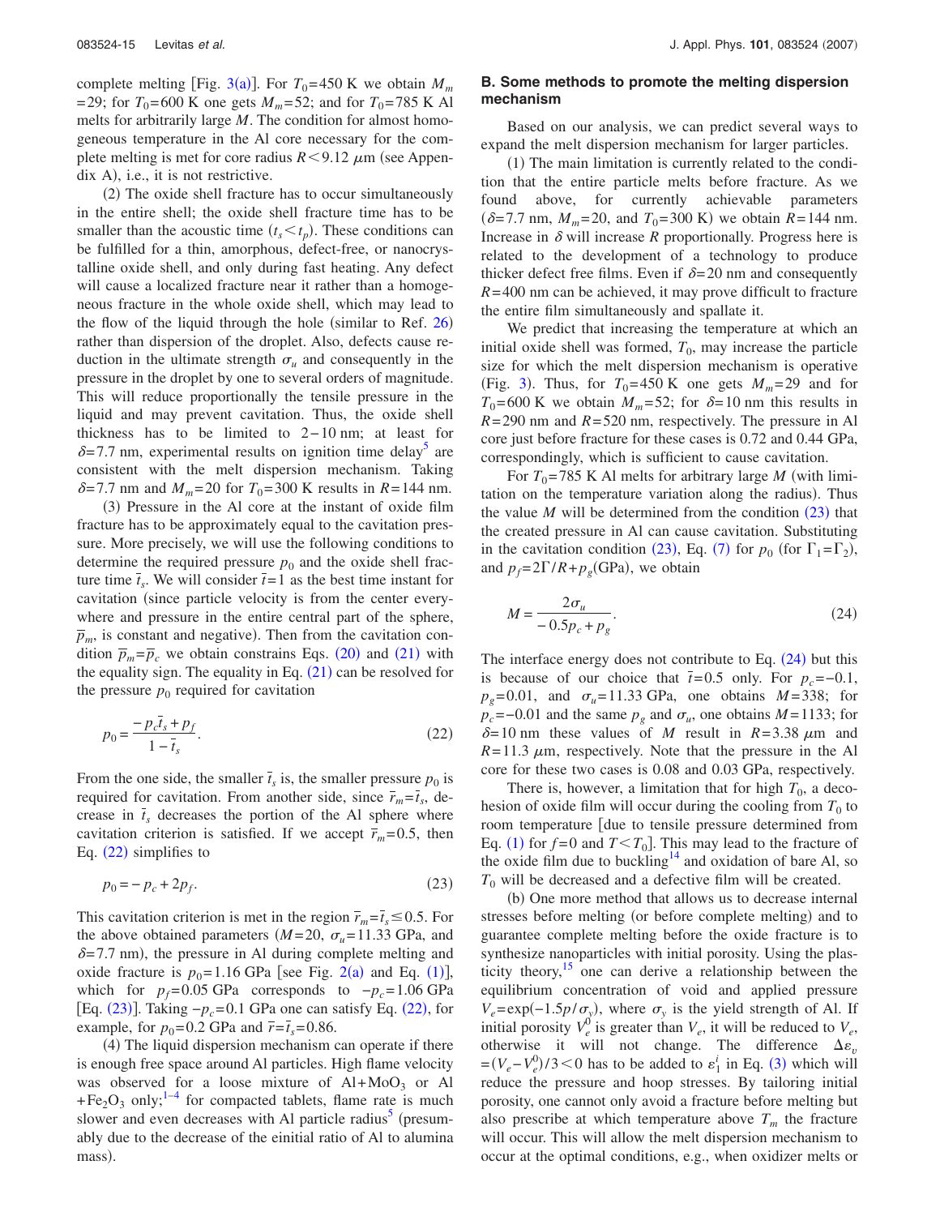complete melting [Fig. 3(a)]. For $T_0$=450 K we obtain $M_m$=29; for $T_0$=600 K one gets $M_m$=52; and for $T_0$=785 K Al melts for arbitrarily large $M$. The condition for almost homogeneous temperature in the Al core necessary for the complete melting is met for core radius $R<9.12$ μm (see Appendix A), i.e., it is not restrictive.

(2) The oxide shell fracture has to occur simultaneously in the entire shell; the oxide shell fracture time has to be smaller than the acoustic time ($t_s < t_p$). These conditions can be fulfilled for a thin, amorphous, defect-free, or nanocrystalline oxide shell, and only during fast heating. Any defect will cause a localized fracture near it rather than a homogeneous fracture in the whole oxide shell, which may lead to the flow of the liquid through the hole (similar to Ref. 26) rather than dispersion of the droplet. Also, defects cause reduction in the ultimate strength $\sigma_u$ and consequently in the pressure in the droplet by one to several orders of magnitude. This will reduce proportionally the tensile pressure in the liquid and may prevent cavitation. Thus, the oxide shell thickness has to be limited to 2–10 nm; at least for $\delta$=7.7 nm, experimental results on ignition time delay[5] are consistent with the melt dispersion mechanism. Taking $\delta$=7.7 nm and $M_m$=20 for $T_0$=300 K results in $R$=144 nm.

(3) Pressure in the Al core at the instant of oxide film fracture has to be approximately equal to the cavitation pressure. More precisely, we will use the following conditions to determine the required pressure $p_0$ and the oxide shell fracture time $\bar{t}_s$. We will consider $\bar{t}=1$ as the best time instant for cavitation (since particle velocity is from the center everywhere and pressure in the entire central part of the sphere, $\bar{p}_m$, is constant and negative). Then from the cavitation condition $\bar{p}_m=\bar{p}_c$ we obtain constrains Eqs. (20) and (21) with the equality sign. The equality in Eq. (21) can be resolved for the pressure $p_0$ required for cavitation

$$p_0 = \frac{-p_c \bar{t}_s + p_f}{1-\bar{t}_s}. \tag{22}$$

From the one side, the smaller $\bar{t}_s$ is, the smaller pressure $p_0$ is required for cavitation. From another side, since $\bar{r}_m=\bar{t}_s$, decrease in $\bar{t}_s$ decreases the portion of the Al sphere where cavitation criterion is satisfied. If we accept $\bar{r}_m=0.5$, then Eq. (22) simplifies to

$$p_0 = -p_c + 2p_f. \tag{23}$$

This cavitation criterion is met in the region $\bar{r}_m=\bar{t}_s \leq 0.5$. For the above obtained parameters ($M$=20, $\sigma_u$=11.33 GPa, and $\delta$=7.7 nm), the pressure in Al during complete melting and oxide fracture is $p_0$=1.16 GPa [see Fig. 2(a) and Eq. (1)], which for $p_f$=0.05 GPa corresponds to $-p_c$=1.06 GPa [Eq. (23)]. Taking $-p_c$=0.1 GPa one can satisfy Eq. (22), for example, for $p_0$=0.2 GPa and $\bar{r}=\bar{t}_s$=0.86.

(4) The liquid dispersion mechanism can operate if there is enough free space around Al particles. High flame velocity was observed for a loose mixture of Al+$MoO_3$ or Al+$Fe_2O_3$ only;[1–4] for compacted tablets, flame rate is much slower and even decreases with Al particle radius[5] (presumably due to the decrease of the einitial ratio of Al to alumina mass).

## B. Some methods to promote the melting dispersion mechanism

Based on our analysis, we can predict several ways to expand the melt dispersion mechanism for larger particles.

(1) The main limitation is currently related to the condition that the entire particle melts before fracture. As we found above, for currently achievable parameters ($\delta$=7.7 nm, $M_m$=20, and $T_0$=300 K) we obtain $R$=144 nm. Increase in $\delta$ will increase $R$ proportionally. Progress here is related to the development of a technology to produce thicker defect free films. Even if $\delta$=20 nm and consequently $R$=400 nm can be achieved, it may prove difficult to fracture the entire film simultaneously and spallate it.

We predict that increasing the temperature at which an initial oxide shell was formed, $T_0$, may increase the particle size for which the melt dispersion mechanism is operative (Fig. 3). Thus, for $T_0$=450 K one gets $M_m$=29 and for $T_0$=600 K we obtain $M_m$=52; for $\delta$=10 nm this results in $R$=290 nm and $R$=520 nm, respectively. The pressure in Al core just before fracture for these cases is 0.72 and 0.44 GPa, correspondingly, which is sufficient to cause cavitation.

For $T_0$=785 K Al melts for arbitrary large $M$ (with limitation on the temperature variation along the radius). Thus the value $M$ will be determined from the condition (23) that the created pressure in Al can cause cavitation. Substituting in the cavitation condition (23), Eq. (7) for $p_0$ (for $\Gamma_1=\Gamma_2$), and $p_f=2\Gamma/R+p_g$(GPa), we obtain

$$M = \frac{2\sigma_u}{-0.5p_c + p_g}. \tag{24}$$

The interface energy does not contribute to Eq. (24) but this is because of our choice that $\bar{t}$=0.5 only. For $p_c$=−0.1, $p_g$=0.01, and $\sigma_u$=11.33 GPa, one obtains $M$=338; for $p_c$=−0.01 and the same $p_g$ and $\sigma_u$, one obtains $M$=1133; for $\delta$=10 nm these values of $M$ result in $R$=3.38 μm and $R$=11.3 μm, respectively. Note that the pressure in the Al core for these two cases is 0.08 and 0.03 GPa, respectively.

There is, however, a limitation that for high $T_0$, a decohesion of oxide film will occur during the cooling from $T_0$ to room temperature [due to tensile pressure determined from Eq. (1) for $f$=0 and $T<T_0$]. This may lead to the fracture of the oxide film due to buckling[14] and oxidation of bare Al, so $T_0$ will be decreased and a defective film will be created.

(b) One more method that allows us to decrease internal stresses before melting (or before complete melting) and to guarantee complete melting before the oxide fracture is to synthesize nanoparticles with initial porosity. Using the plasticity theory,[15] one can derive a relationship between the equilibrium concentration of void and applied pressure $V_e=\exp(-1.5p/\sigma_y)$, where $\sigma_y$ is the yield strength of Al. If initial porosity $V_e^0$ is greater than $V_e$, it will be reduced to $V_e$, otherwise it will not change. The difference $\Delta\varepsilon_v = (V_e - V_e^0)/3 < 0$ has to be added to $\varepsilon_1^i$ in Eq. (3) which will reduce the pressure and hoop stresses. By tailoring initial porosity, one cannot only avoid a fracture before melting but also prescribe at which temperature above $T_m$ the fracture will occur. This will allow the melt dispersion mechanism to occur at the optimal conditions, e.g., when oxidizer melts or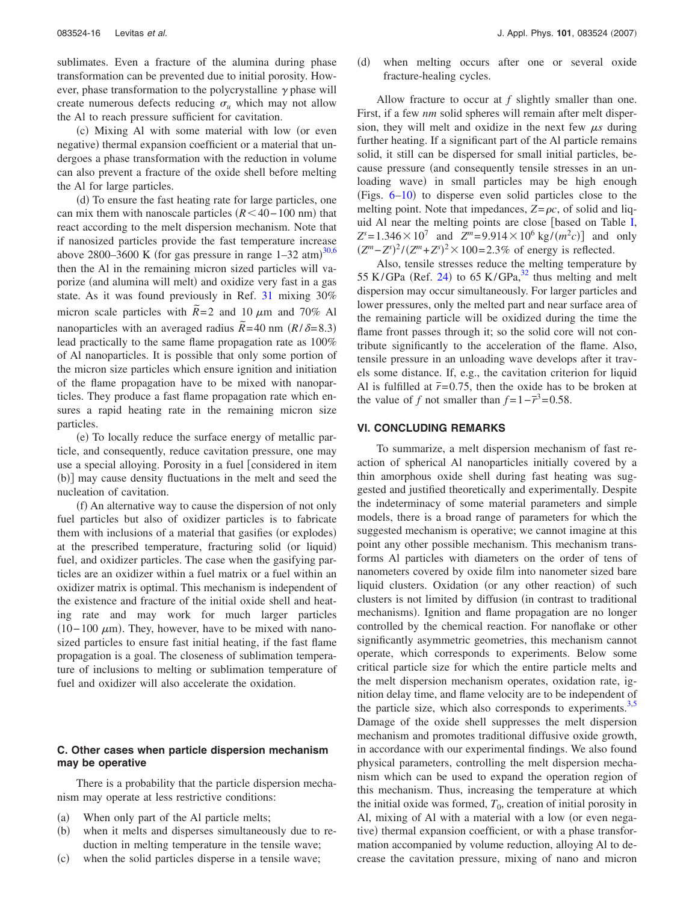sublimates. Even a fracture of the alumina during phase transformation can be prevented due to initial porosity. However, phase transformation to the polycrystalline $\gamma$ phase will create numerous defects reducing $\sigma_u$ which may not allow the Al to reach pressure sufficient for cavitation.

(c) Mixing Al with some material with low (or even negative) thermal expansion coefficient or a material that undergoes a phase transformation with the reduction in volume can also prevent a fracture of the oxide shell before melting the Al for large particles.

(d) To ensure the fast heating rate for large particles, one can mix them with nanoscale particles ($R < 40-100$ nm) that react according to the melt dispersion mechanism. Note that if nanosized particles provide the fast temperature increase above 2800–3600 K (for gas pressure in range 1–32 atm)[30,6] then the Al in the remaining micron sized particles will vaporize (and alumina will melt) and oxidize very fast in a gas state. As it was found previously in Ref. 31 mixing 30% micron scale particles with $\tilde{R}=2$ and 10 $\mu$m and 70% Al nanoparticles with an averaged radius $\tilde{R}=40$ nm ($R/\delta=8.3$) lead practically to the same flame propagation rate as 100% of Al nanoparticles. It is possible that only some portion of the micron size particles which ensure ignition and initiation of the flame propagation have to be mixed with nanoparticles. They produce a fast flame propagation rate which ensures a rapid heating rate in the remaining micron size particles.

(e) To locally reduce the surface energy of metallic particle, and consequently, reduce cavitation pressure, one may use a special alloying. Porosity in a fuel [considered in item (b)] may cause density fluctuations in the melt and seed the nucleation of cavitation.

(f) An alternative way to cause the dispersion of not only fuel particles but also of oxidizer particles is to fabricate them with inclusions of a material that gasifies (or explodes) at the prescribed temperature, fracturing solid (or liquid) fuel, and oxidizer particles. The case when the gasifying particles are an oxidizer within a fuel matrix or a fuel within an oxidizer matrix is optimal. This mechanism is independent of the existence and fracture of the initial oxide shell and heating rate and may work for much larger particles (10–100 $\mu$m). They, however, have to be mixed with nanosized particles to ensure fast initial heating, if the fast flame propagation is a goal. The closeness of sublimation temperature of inclusions to melting or sublimation temperature of fuel and oxidizer will also accelerate the oxidation.

### C. Other cases when particle dispersion mechanism may be operative

There is a probability that the particle dispersion mechanism may operate at less restrictive conditions:

(a) When only part of the Al particle melts;
(b) when it melts and disperses simultaneously due to reduction in melting temperature in the tensile wave;
(c) when the solid particles disperse in a tensile wave;
(d) when melting occurs after one or several oxide fracture-healing cycles.

Allow fracture to occur at $f$ slightly smaller than one. First, if a few *nm* solid spheres will remain after melt dispersion, they will melt and oxidize in the next few $\mu s$ during further heating. If a significant part of the Al particle remains solid, it still can be dispersed for small initial particles, because pressure (and consequently tensile stresses in an unloading wave) in small particles may be high enough (Figs. 6–10) to disperse even solid particles close to the melting point. Note that impedances, $Z=\rho c$, of solid and liquid Al near the melting points are close [based on Table I, $Z^s=1.346\times10^7$ and $Z^m=9.914\times10^6$ kg/($m^2c$)] and only $(Z^m-Z^s)^2/(Z^m+Z^s)^2\times100=2.3\%$ of energy is reflected.

Also, tensile stresses reduce the melting temperature by 55 K/GPa (Ref. 24) to 65 K/GPa,[32] thus melting and melt dispersion may occur simultaneously. For larger particles and lower pressures, only the melted part and near surface area of the remaining particle will be oxidized during the time the flame front passes through it; so the solid core will not contribute significantly to the acceleration of the flame. Also, tensile pressure in an unloading wave develops after it travels some distance. If, e.g., the cavitation criterion for liquid Al is fulfilled at $\bar{r}=0.75$, then the oxide has to be broken at the value of $f$ not smaller than $f=1-\bar{r}^3=0.58$.

## VI. CONCLUDING REMARKS

To summarize, a melt dispersion mechanism of fast reaction of spherical Al nanoparticles initially covered by a thin amorphous oxide shell during fast heating was suggested and justified theoretically and experimentally. Despite the indeterminacy of some material parameters and simple models, there is a broad range of parameters for which the suggested mechanism is operative; we cannot imagine at this point any other possible mechanism. This mechanism transforms Al particles with diameters on the order of tens of nanometers covered by oxide film into nanometer sized bare liquid clusters. Oxidation (or any other reaction) of such clusters is not limited by diffusion (in contrast to traditional mechanisms). Ignition and flame propagation are no longer controlled by the chemical reaction. For nanoflake or other significantly asymmetric geometries, this mechanism cannot operate, which corresponds to experiments. Below some critical particle size for which the entire particle melts and the melt dispersion mechanism operates, oxidation rate, ignition delay time, and flame velocity are to be independent of the particle size, which also corresponds to experiments.[3,5] Damage of the oxide shell suppresses the melt dispersion mechanism and promotes traditional diffusive oxide growth, in accordance with our experimental findings. We also found physical parameters, controlling the melt dispersion mechanism which can be used to expand the operation region of this mechanism. Thus, increasing the temperature at which the initial oxide was formed, $T_0$, creation of initial porosity in Al, mixing of Al with a material with a low (or even negative) thermal expansion coefficient, or with a phase transformation accompanied by volume reduction, alloying Al to decrease the cavitation pressure, mixing of nano and micron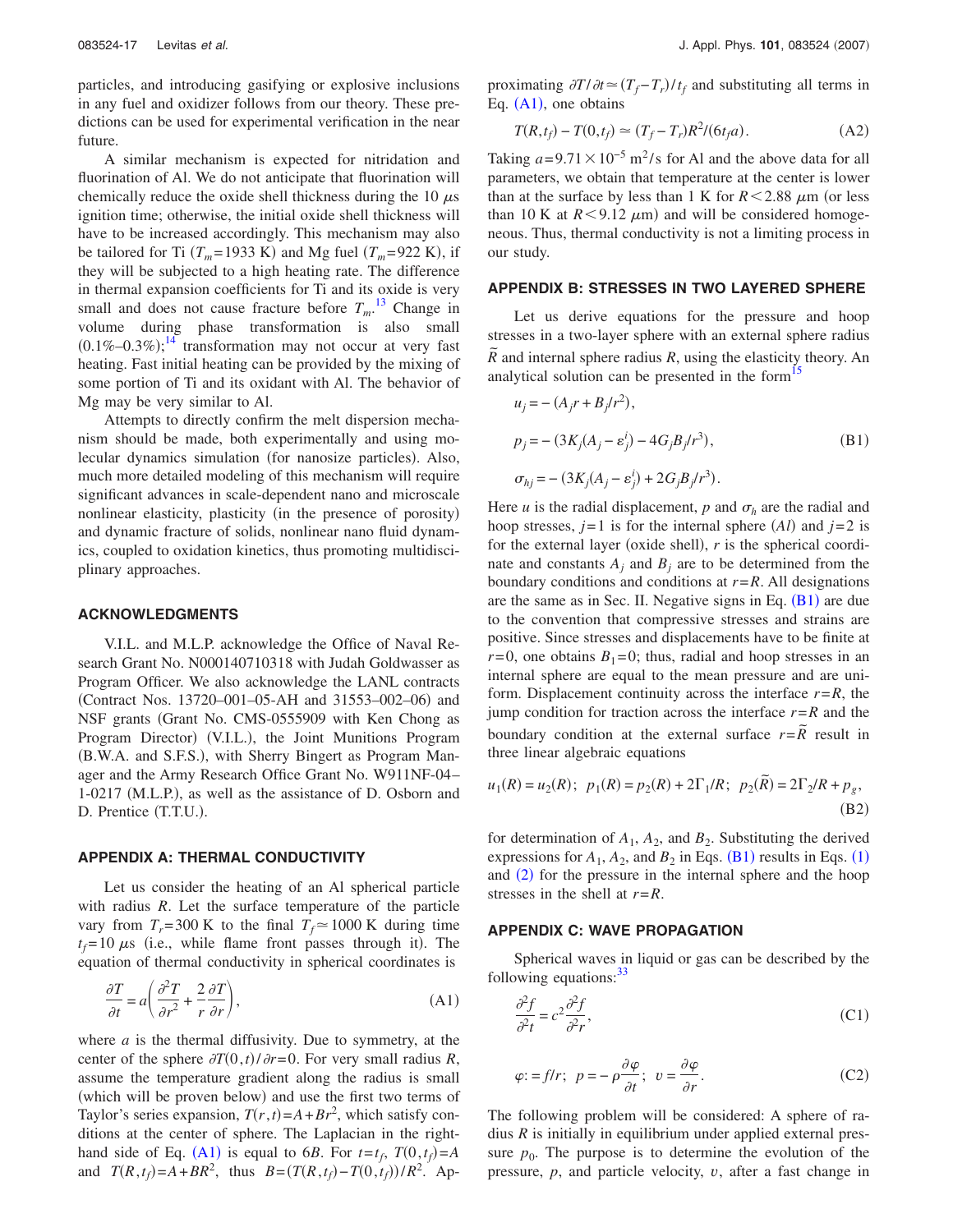particles, and introducing gasifying or explosive inclusions in any fuel and oxidizer follows from our theory. These predictions can be used for experimental verification in the near future.

A similar mechanism is expected for nitridation and fluorination of Al. We do not anticipate that fluorination will chemically reduce the oxide shell thickness during the 10 $\mu$s ignition time; otherwise, the initial oxide shell thickness will have to be increased accordingly. This mechanism may also be tailored for Ti ($T_m$=1933 K) and Mg fuel ($T_m$=922 K), if they will be subjected to a high heating rate. The difference in thermal expansion coefficients for Ti and its oxide is very small and does not cause fracture before $T_m$.[13] Change in volume during phase transformation is also small (0.1%–0.3%);[14] transformation may not occur at very fast heating. Fast initial heating can be provided by the mixing of some portion of Ti and its oxidant with Al. The behavior of Mg may be very similar to Al.

Attempts to directly confirm the melt dispersion mechanism should be made, both experimentally and using molecular dynamics simulation (for nanosize particles). Also, much more detailed modeling of this mechanism will require significant advances in scale-dependent nano and microscale nonlinear elasticity, plasticity (in the presence of porosity) and dynamic fracture of solids, nonlinear nano fluid dynamics, coupled to oxidation kinetics, thus promoting multidisciplinary approaches.

## ACKNOWLEDGMENTS

V.I.L. and M.L.P. acknowledge the Office of Naval Research Grant No. N000140710318 with Judah Goldwasser as Program Officer. We also acknowledge the LANL contracts (Contract Nos. 13720–001–05-AH and 31553–002–06) and NSF grants (Grant No. CMS-0555909 with Ken Chong as Program Director) (V.I.L.), the Joint Munitions Program (B.W.A. and S.F.S.), with Sherry Bingert as Program Manager and the Army Research Office Grant No. W911NF-04–1-0217 (M.L.P.), as well as the assistance of D. Osborn and D. Prentice (T.T.U.).

## APPENDIX A: THERMAL CONDUCTIVITY

Let us consider the heating of an Al spherical particle with radius $R$. Let the surface temperature of the particle vary from $T_r$=300 K to the final $T_f \simeq 1000$ K during time $t_f$=10 $\mu$s (i.e., while flame front passes through it). The equation of thermal conductivity in spherical coordinates is

$$\frac{\partial T}{\partial t} = a\left(\frac{\partial^2 T}{\partial r^2} + \frac{2}{r}\frac{\partial T}{\partial r}\right), \tag{A1}$$

where $a$ is the thermal diffusivity. Due to symmetry, at the center of the sphere $\partial T(0,t)/\partial r = 0$. For very small radius $R$, assume the temperature gradient along the radius is small (which will be proven below) and use the first two terms of Taylor's series expansion, $T(r,t)=A+Br^2$, which satisfy conditions at the center of sphere. The Laplacian in the right-hand side of Eq. (A1) is equal to $6B$. For $t=t_f$, $T(0,t_f)=A$ and $T(R,t_f)=A+BR^2$, thus $B=(T(R,t_f)-T(0,t_f))/R^2$. Approximating $\partial T/\partial t \simeq (T_f - T_r)/t_f$ and substituting all terms in Eq. (A1), one obtains

$$T(R,t_f) - T(0,t_f) \simeq (T_f - T_r)R^2/(6t_f a). \tag{A2}$$

Taking $a=9.71\times 10^{-5}$ m$^2$/s for Al and the above data for all parameters, we obtain that temperature at the center is lower than at the surface by less than 1 K for $R<2.88$ $\mu$m (or less than 10 K at $R<9.12$ $\mu$m) and will be considered homogeneous. Thus, thermal conductivity is not a limiting process in our study.

## APPENDIX B: STRESSES IN TWO LAYERED SPHERE

Let us derive equations for the pressure and hoop stresses in a two-layer sphere with an external sphere radius $\tilde{R}$ and internal sphere radius $R$, using the elasticity theory. An analytical solution can be presented in the form[15]

$$\begin{aligned} u_j &= -(A_j r + B_j/r^2), \\ p_j &= -(3K_j(A_j - \varepsilon_j^i) - 4G_j B_j/r^3), \\ \sigma_{hj} &= -(3K_j(A_j - \varepsilon_j^i) + 2G_j B_j/r^3). \end{aligned} \tag{B1}$$

Here $u$ is the radial displacement, $p$ and $\sigma_h$ are the radial and hoop stresses, $j=1$ is for the internal sphere ($Al$) and $j=2$ is for the external layer (oxide shell), $r$ is the spherical coordinate and constants $A_j$ and $B_j$ are to be determined from the boundary conditions and conditions at $r=R$. All designations are the same as in Sec. II. Negative signs in Eq. (B1) are due to the convention that compressive stresses and strains are positive. Since stresses and displacements have to be finite at $r=0$, one obtains $B_1=0$; thus, radial and hoop stresses in an internal sphere are equal to the mean pressure and are uniform. Displacement continuity across the interface $r=R$, the jump condition for traction across the interface $r=R$ and the boundary condition at the external surface $r=\tilde{R}$ result in three linear algebraic equations

$$u_1(R) = u_2(R); \;\; p_1(R) = p_2(R) + 2\Gamma_1/R; \;\; p_2(\tilde{R}) = 2\Gamma_2/R + p_g, \tag{B2}$$

for determination of $A_1$, $A_2$, and $B_2$. Substituting the derived expressions for $A_1$, $A_2$, and $B_2$ in Eqs. (B1) results in Eqs. (1) and (2) for the pressure in the internal sphere and the hoop stresses in the shell at $r=R$.

## APPENDIX C: WAVE PROPAGATION

Spherical waves in liquid or gas can be described by the following equations:[33]

$$\frac{\partial^2 f}{\partial^2 t} = c^2 \frac{\partial^2 f}{\partial^2 r}, \tag{C1}$$

$$\varphi := f/r; \;\; p = -\rho\frac{\partial \varphi}{\partial t}; \;\; v = \frac{\partial \varphi}{\partial r}. \tag{C2}$$

The following problem will be considered: A sphere of radius $R$ is initially in equilibrium under applied external pressure $p_0$. The purpose is to determine the evolution of the pressure, $p$, and particle velocity, $v$, after a fast change in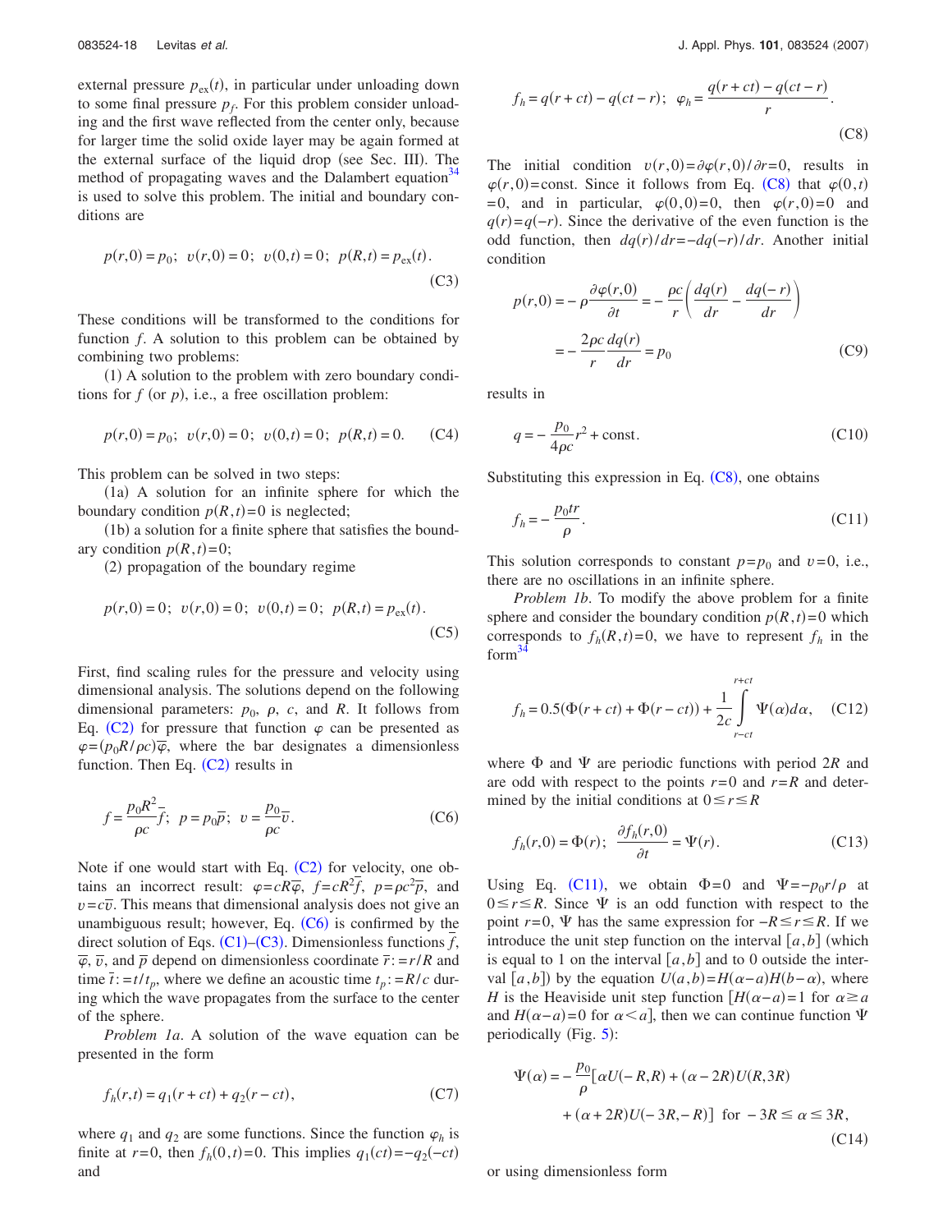external pressure $p_{\rm ex}(t)$, in particular under unloading down to some final pressure $p_f$. For this problem consider unloading and the first wave reflected from the center only, because for larger time the solid oxide layer may be again formed at the external surface of the liquid drop (see Sec. III). The method of propagating waves and the Dalambert equation[34] is used to solve this problem. The initial and boundary conditions are

$$p(r,0)=p_0;\ \ v(r,0)=0;\ \ v(0,t)=0;\ \ p(R,t)=p_{\rm ex}(t). \tag{C3}$$

These conditions will be transformed to the conditions for function $f$. A solution to this problem can be obtained by combining two problems:

(1) A solution to the problem with zero boundary conditions for $f$ (or $p$), i.e., a free oscillation problem:

$$p(r,0)=p_0;\ \ v(r,0)=0;\ \ v(0,t)=0;\ \ p(R,t)=0. \tag{C4}$$

This problem can be solved in two steps:

(1a) A solution for an infinite sphere for which the boundary condition $p(R,t)=0$ is neglected;

(1b) a solution for a finite sphere that satisfies the boundary condition $p(R,t)=0$;

(2) propagation of the boundary regime

$$p(r,0)=0;\ \ v(r,0)=0;\ \ v(0,t)=0;\ \ p(R,t)=p_{\rm ex}(t). \tag{C5}$$

First, find scaling rules for the pressure and velocity using dimensional analysis. The solutions depend on the following dimensional parameters: $p_0$, $\rho$, $c$, and $R$. It follows from Eq. (C2) for pressure that function $\varphi$ can be presented as $\varphi=(p_0R/\rho c)\bar{\varphi}$, where the bar designates a dimensionless function. Then Eq. (C2) results in

$$f=\frac{p_0R^2}{\rho c}\bar{f};\ \ p=p_0\bar{p};\ \ v=\frac{p_0}{\rho c}\bar{v}. \tag{C6}$$

Note if one would start with Eq. (C2) for velocity, one obtains an incorrect result: $\varphi=cR\bar{\varphi}$, $f=cR^2\bar{f}$, $p=\rho c^2\bar{p}$, and $v=c\bar{v}$. This means that dimensional analysis does not give an unambiguous result; however, Eq. (C6) is confirmed by the direct solution of Eqs. (C1)–(C3). Dimensionless functions $\bar{f}$, $\bar{\varphi}$, $\bar{v}$, and $\bar{p}$ depend on dimensionless coordinate $\bar{r}:=r/R$ and time $\bar{t}:=t/t_p$, where we define an acoustic time $t_p:=R/c$ during which the wave propagates from the surface to the center of the sphere.

*Problem 1a*. A solution of the wave equation can be presented in the form

$$f_h(r,t)=q_1(r+ct)+q_2(r-ct), \tag{C7}$$

where $q_1$ and $q_2$ are some functions. Since the function $\varphi_h$ is finite at $r=0$, then $f_h(0,t)=0$. This implies $q_1(ct)=-q_2(-ct)$ and

$$f_h=q(r+ct)-q(ct-r);\ \ \varphi_h=\frac{q(r+ct)-q(ct-r)}{r}. \tag{C8}$$

The initial condition $v(r,0)=\partial\varphi(r,0)/\partial r=0$, results in $\varphi(r,0)=\text{const}$. Since it follows from Eq. (C8) that $\varphi(0,t)=0$, and in particular, $\varphi(0,0)=0$, then $\varphi(r,0)=0$ and $q(r)=q(-r)$. Since the derivative of the even function is the odd function, then $dq(r)/dr=-dq(-r)/dr$. Another initial condition

$$p(r,0)=-\rho\frac{\partial\varphi(r,0)}{\partial t}=-\frac{\rho c}{r}\left(\frac{dq(r)}{dr}-\frac{dq(-r)}{dr}\right)=-\frac{2\rho c}{r}\frac{dq(r)}{dr}=p_0 \tag{C9}$$

results in

$$q=-\frac{p_0}{4\rho c}r^2+\text{const}. \tag{C10}$$

Substituting this expression in Eq. (C8), one obtains

$$f_h=-\frac{p_0tr}{\rho}. \tag{C11}$$

This solution corresponds to constant $p=p_0$ and $v=0$, i.e., there are no oscillations in an infinite sphere.

*Problem 1b*. To modify the above problem for a finite sphere and consider the boundary condition $p(R,t)=0$ which corresponds to $f_h(R,t)=0$, we have to represent $f_h$ in the form[34]

$$f_h=0.5(\Phi(r+ct)+\Phi(r-ct))+\frac{1}{2c}\int_{r-ct}^{r+ct}\Psi(\alpha)d\alpha, \tag{C12}$$

where $\Phi$ and $\Psi$ are periodic functions with period $2R$ and are odd with respect to the points $r=0$ and $r=R$ and determined by the initial conditions at $0\le r\le R$

$$f_h(r,0)=\Phi(r);\ \ \frac{\partial f_h(r,0)}{\partial t}=\Psi(r). \tag{C13}$$

Using Eq. (C11), we obtain $\Phi=0$ and $\Psi=-p_0r/\rho$ at $0\le r\le R$. Since $\Psi$ is an odd function with respect to the point $r=0$, $\Psi$ has the same expression for $-R\le r\le R$. If we introduce the unit step function on the interval $[a,b]$ (which is equal to 1 on the interval $[a,b]$ and to 0 outside the interval $[a,b]$) by the equation $U(a,b)=H(\alpha-a)H(b-\alpha)$, where $H$ is the Heaviside unit step function $[H(\alpha-a)=1$ for $\alpha\ge a$ and $H(\alpha-a)=0$ for $\alpha<a]$, then we can continue function $\Psi$ periodically (Fig. 5):

$$\Psi(\alpha)=-\frac{p_0}{\rho}[\alpha U(-R,R)+(\alpha-2R)U(R,3R)+(\alpha+2R)U(-3R,-R)]\ \ \text{for}\ -3R\le\alpha\le 3R, \tag{C14}$$

or using dimensionless form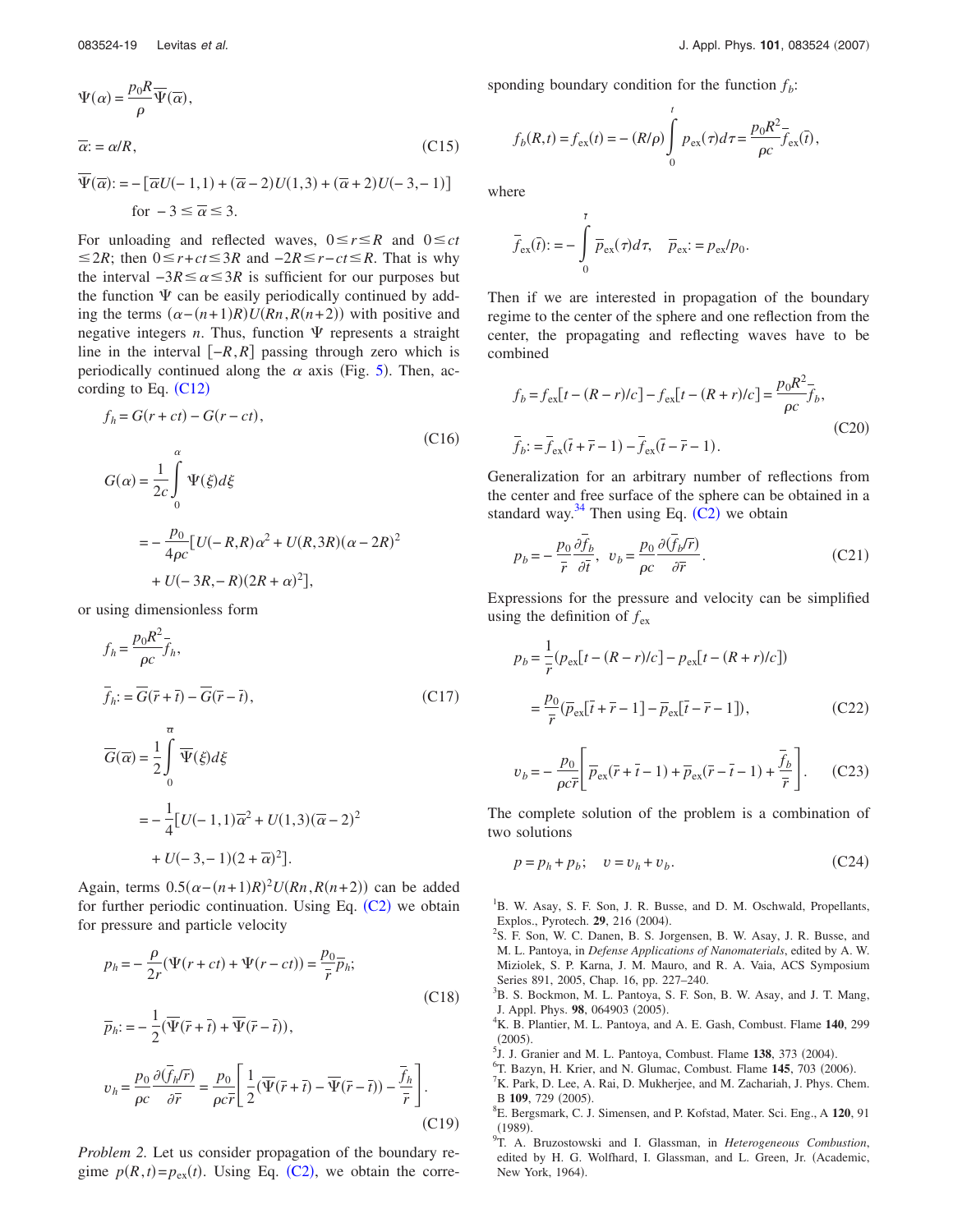$$\Psi(\alpha) = \frac{p_0 R}{\rho} \overline{\Psi}(\overline{\alpha}),$$

$$\overline{\alpha} := \alpha / R, \tag{C15}$$

$$\overline{\Psi}(\overline{\alpha}) := -[\overline{\alpha} U(-1,1) + (\overline{\alpha} - 2) U(1,3) + (\overline{\alpha} + 2) U(-3,-1)]$$

$$\text{for } -3 \leq \overline{\alpha} \leq 3.$$

For unloading and reflected waves, $0 \leq r \leq R$ and $0 \leq ct \leq 2R$; then $0 \leq r + ct \leq 3R$ and $-2R \leq r - ct \leq R$. That is why the interval $-3R \leq \alpha \leq 3R$ is sufficient for our purposes but the function $\Psi$ can be easily periodically continued by adding the terms $(\alpha - (n+1)R) U(Rn, R(n+2))$ with positive and negative integers $n$. Thus, function $\Psi$ represents a straight line in the interval $[-R, R]$ passing through zero which is periodically continued along the $\alpha$ axis (Fig. 5). Then, according to Eq. (C12)

$$f_h = G(r + ct) - G(r - ct),$$

$$G(\alpha) = \frac{1}{2c} \int_0^{\alpha} \Psi(\xi) d\xi \tag{C16}$$

$$= -\frac{p_0}{4\rho c} [U(-R,R)\alpha^2 + U(R,3R)(\alpha - 2R)^2 + U(-3R,-R)(2R + \alpha)^2],$$

or using dimensionless form

$$f_h = \frac{p_0 R^2}{\rho c} \overline{f}_h,$$

$$\overline{f}_h := \overline{G}(\overline{r} + \overline{t}) - \overline{G}(\overline{r} - \overline{t}), \tag{C17}$$

$$\overline{G}(\overline{\alpha}) = \frac{1}{2} \int_0^{\overline{\alpha}} \overline{\Psi}(\xi) d\xi$$

$$= -\frac{1}{4} [U(-1,1)\overline{\alpha}^2 + U(1,3)(\overline{\alpha} - 2)^2 + U(-3,-1)(2 + \overline{\alpha})^2].$$

Again, terms $0.5(\alpha - (n+1)R)^2 U(Rn, R(n+2))$ can be added for further periodic continuation. Using Eq. (C2) we obtain for pressure and particle velocity

$$p_h = -\frac{\rho}{2r}(\Psi(r + ct) + \Psi(r - ct)) = \frac{p_0}{\overline{r}} \overline{p}_h;$$

$$\overline{p}_h := -\frac{1}{2}(\overline{\Psi}(\overline{r} + \overline{t}) + \overline{\Psi}(\overline{r} - \overline{t})), \tag{C18}$$

$$v_h = \frac{p_0}{\rho c} \frac{\partial (\overline{f}_h / \overline{r})}{\partial \overline{r}} = \frac{p_0}{\rho c \overline{r}} \left[ \frac{1}{2}(\overline{\Psi}(\overline{r} + \overline{t}) - \overline{\Psi}(\overline{r} - \overline{t})) - \frac{\overline{f}_h}{\overline{r}} \right]. \tag{C19}$$

*Problem 2.* Let us consider propagation of the boundary regime $p(R,t) = p_{ex}(t)$. Using Eq. (C2), we obtain the corresponding boundary condition for the function $f_b$:

$$f_b(R,t) = f_{ex}(t) = -(R/\rho) \int_0^t p_{ex}(\tau) d\tau = \frac{p_0 R^2}{\rho c} \overline{f}_{ex}(\overline{t}),$$

where

$$\overline{f}_{ex}(\overline{t}) := -\int_0^{\overline{t}} \overline{p}_{ex}(\tau) d\tau, \quad \overline{p}_{ex} := p_{ex} / p_0.$$

Then if we are interested in propagation of the boundary regime to the center of the sphere and one reflection from the center, the propagating and reflecting waves have to be combined

$$f_b = f_{ex}[t - (R - r)/c] - f_{ex}[t - (R + r)/c] = \frac{p_0 R^2}{\rho c} \overline{f}_b,$$

$$\overline{f}_b := \overline{f}_{ex}(\overline{t} + \overline{r} - 1) - \overline{f}_{ex}(\overline{t} - \overline{r} - 1). \tag{C20}$$

Generalization for an arbitrary number of reflections from the center and free surface of the sphere can be obtained in a standard way.[34] Then using Eq. (C2) we obtain

$$p_b = -\frac{p_0}{\overline{r}} \frac{\partial \overline{f}_b}{\partial \overline{t}}, \quad v_b = \frac{p_0}{\rho c} \frac{\partial (\overline{f}_b / \overline{r})}{\partial \overline{r}}. \tag{C21}$$

Expressions for the pressure and velocity can be simplified using the definition of $f_{ex}$

$$p_b = \frac{1}{r}(p_{ex}[t - (R - r)/c] - p_{ex}[t - (R + r)/c])$$

$$= \frac{p_0}{\overline{r}}(\overline{p}_{ex}[\overline{t} + \overline{r} - 1] - \overline{p}_{ex}[\overline{t} - \overline{r} - 1]), \tag{C22}$$

$$v_b = -\frac{p_0}{\rho c \overline{r}} \left[ \overline{p}_{ex}(\overline{r} + \overline{t} - 1) + \overline{p}_{ex}(\overline{r} - \overline{t} - 1) + \frac{\overline{f}_b}{\overline{r}} \right]. \tag{C23}$$

The complete solution of the problem is a combination of two solutions

$$p = p_h + p_b; \quad v = v_h + v_b. \tag{C24}$$

[1] B. W. Asay, S. F. Son, J. R. Busse, and D. M. Oschwald, Propellants, Explos., Pyrotech. **29**, 216 (2004).

[2] S. F. Son, W. C. Danen, B. S. Jorgensen, B. W. Asay, J. R. Busse, and M. L. Pantoya, in *Defense Applications of Nanomaterials*, edited by A. W. Miziolek, S. P. Karna, J. M. Mauro, and R. A. Vaia, ACS Symposium Series 891, 2005, Chap. 16, pp. 227–240.

[3] B. S. Bockmon, M. L. Pantoya, S. F. Son, B. W. Asay, and J. T. Mang, J. Appl. Phys. **98**, 064903 (2005).

[4] K. B. Plantier, M. L. Pantoya, and A. E. Gash, Combust. Flame **140**, 299 (2005).

[5] J. J. Granier and M. L. Pantoya, Combust. Flame **138**, 373 (2004).

[6] T. Bazyn, H. Krier, and N. Glumac, Combust. Flame **145**, 703 (2006).

[7] K. Park, D. Lee, A. Rai, D. Mukherjee, and M. Zachariah, J. Phys. Chem. B **109**, 729 (2005).

[8] E. Bergsmark, C. J. Simensen, and P. Kofstad, Mater. Sci. Eng., A **120**, 91 (1989).

[9] T. A. Bruzostowski and I. Glassman, in *Heterogeneous Combustion*, edited by H. G. Wolfhard, I. Glassman, and L. Green, Jr. (Academic, New York, 1964).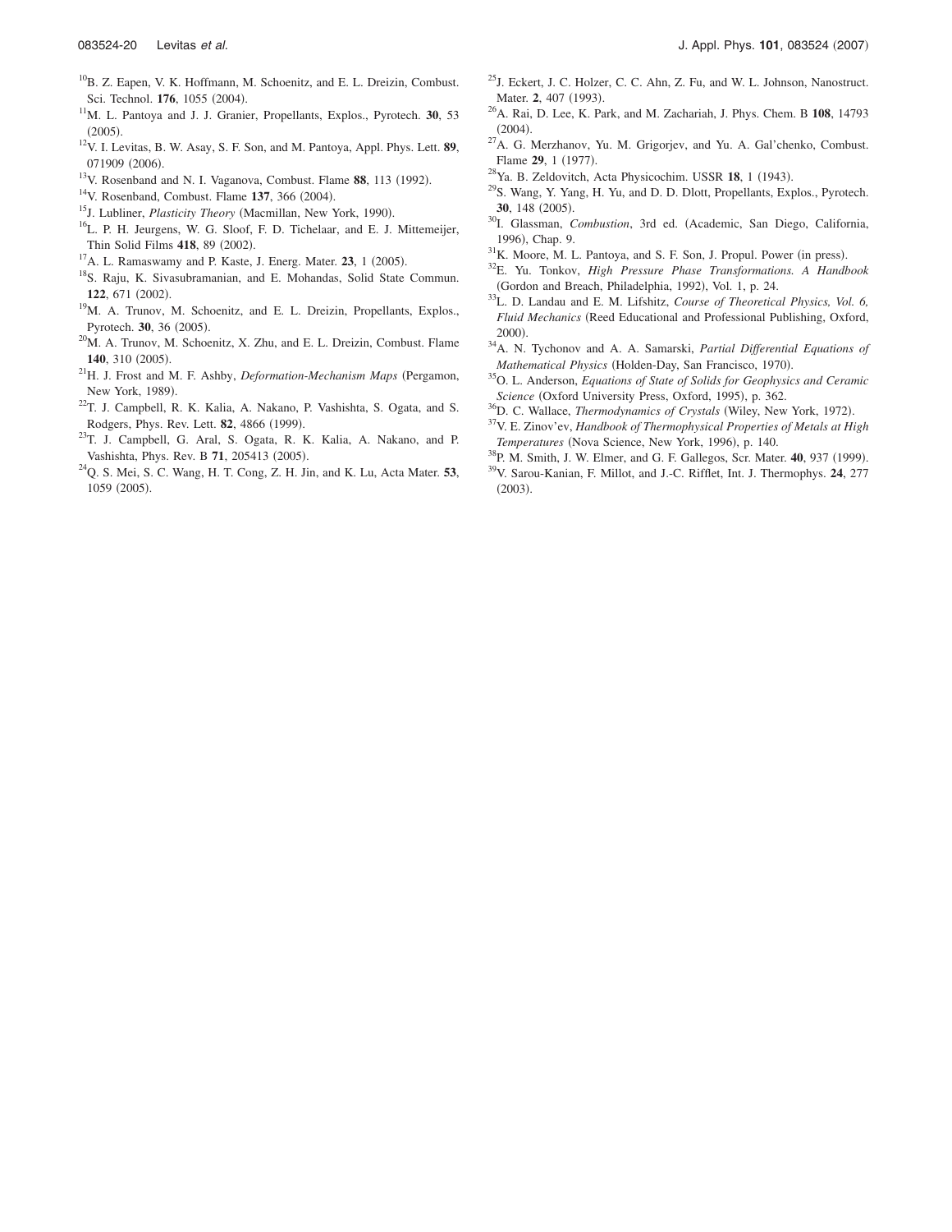[10] B. Z. Eapen, V. K. Hoffmann, M. Schoenitz, and E. L. Dreizin, Combust. Sci. Technol. **176**, 1055 (2004).

[11] M. L. Pantoya and J. J. Granier, Propellants, Explos., Pyrotech. **30**, 53 (2005).

[12] V. I. Levitas, B. W. Asay, S. F. Son, and M. Pantoya, Appl. Phys. Lett. **89**, 071909 (2006).

[13] V. Rosenband and N. I. Vaganova, Combust. Flame **88**, 113 (1992).

[14] V. Rosenband, Combust. Flame **137**, 366 (2004).

[15] J. Lubliner, *Plasticity Theory* (Macmillan, New York, 1990).

[16] L. P. H. Jeurgens, W. G. Sloof, F. D. Tichelaar, and E. J. Mittemeijer, Thin Solid Films **418**, 89 (2002).

[17] A. L. Ramaswamy and P. Kaste, J. Energ. Mater. **23**, 1 (2005).

[18] S. Raju, K. Sivasubramanian, and E. Mohandas, Solid State Commun. **122**, 671 (2002).

[19] M. A. Trunov, M. Schoenitz, and E. L. Dreizin, Propellants, Explos., Pyrotech. **30**, 36 (2005).

[20] M. A. Trunov, M. Schoenitz, X. Zhu, and E. L. Dreizin, Combust. Flame **140**, 310 (2005).

[21] H. J. Frost and M. F. Ashby, *Deformation-Mechanism Maps* (Pergamon, New York, 1989).

[22] T. J. Campbell, R. K. Kalia, A. Nakano, P. Vashishta, S. Ogata, and S. Rodgers, Phys. Rev. Lett. **82**, 4866 (1999).

[23] T. J. Campbell, G. Aral, S. Ogata, R. K. Kalia, A. Nakano, and P. Vashishta, Phys. Rev. B **71**, 205413 (2005).

[24] Q. S. Mei, S. C. Wang, H. T. Cong, Z. H. Jin, and K. Lu, Acta Mater. **53**, 1059 (2005).

[25] J. Eckert, J. C. Holzer, C. C. Ahn, Z. Fu, and W. L. Johnson, Nanostruct. Mater. **2**, 407 (1993).

[26] A. Rai, D. Lee, K. Park, and M. Zachariah, J. Phys. Chem. B **108**, 14793 (2004).

[27] A. G. Merzhanov, Yu. M. Grigorjev, and Yu. A. Gal'chenko, Combust. Flame **29**, 1 (1977).

[28] Ya. B. Zeldovitch, Acta Physicochim. USSR **18**, 1 (1943).

[29] S. Wang, Y. Yang, H. Yu, and D. D. Dlott, Propellants, Explos., Pyrotech. **30**, 148 (2005).

[30] I. Glassman, *Combustion*, 3rd ed. (Academic, San Diego, California, 1996), Chap. 9.

[31] K. Moore, M. L. Pantoya, and S. F. Son, J. Propul. Power (in press).

[32] E. Yu. Tonkov, *High Pressure Phase Transformations. A Handbook* (Gordon and Breach, Philadelphia, 1992), Vol. 1, p. 24.

[33] L. D. Landau and E. M. Lifshitz, *Course of Theoretical Physics, Vol. 6, Fluid Mechanics* (Reed Educational and Professional Publishing, Oxford, 2000).

[34] A. N. Tychonov and A. A. Samarski, *Partial Differential Equations of Mathematical Physics* (Holden-Day, San Francisco, 1970).

[35] O. L. Anderson, *Equations of State of Solids for Geophysics and Ceramic Science* (Oxford University Press, Oxford, 1995), p. 362.

[36] D. C. Wallace, *Thermodynamics of Crystals* (Wiley, New York, 1972).

[37] V. E. Zinov'ev, *Handbook of Thermophysical Properties of Metals at High Temperatures* (Nova Science, New York, 1996), p. 140.

[38] P. M. Smith, J. W. Elmer, and G. F. Gallegos, Scr. Mater. **40**, 937 (1999).

[39] V. Sarou-Kanian, F. Millot, and J.-C. Rifflet, Int. J. Thermophys. **24**, 277 (2003).